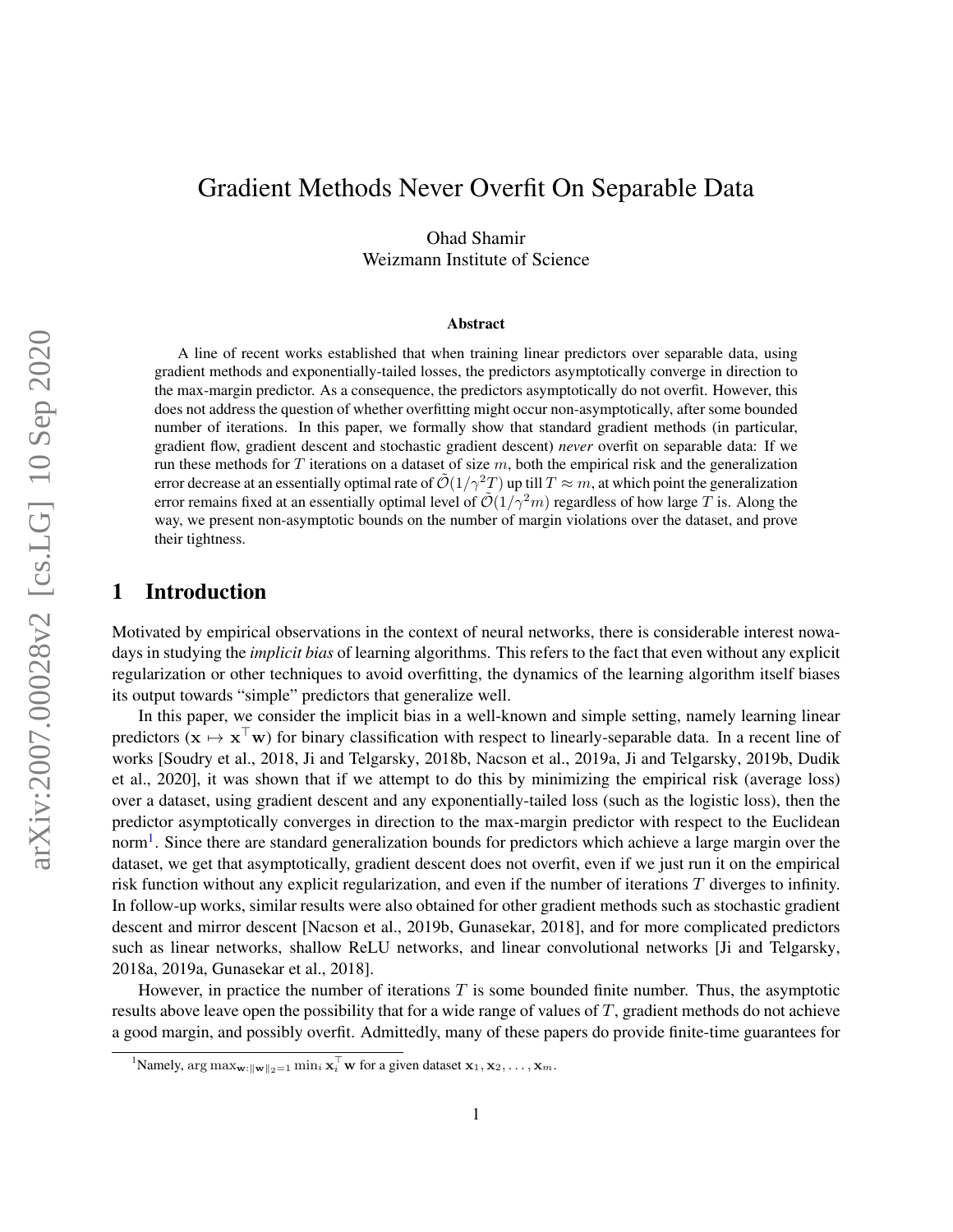# Gradient Methods Never Overfit On Separable Data

Ohad Shamir
Weizmann Institute of Science

### Abstract

A line of recent works established that when training linear predictors over separable data, using gradient methods and exponentially-tailed losses, the predictors asymptotically converge in direction to the max-margin predictor. As a consequence, the predictors asymptotically do not overfit. However, this does not address the question of whether overfitting might occur non-asymptotically, after some bounded number of iterations. In this paper, we formally show that standard gradient methods (in particular, gradient flow, gradient descent and stochastic gradient descent) *never* overfit on separable data: If we run these methods for $T$ iterations on a dataset of size $m$, both the empirical risk and the generalization error decrease at an essentially optimal rate of $\tilde{\mathcal{O}}(1/\gamma^2 T)$ up till $T \approx m$, at which point the generalization error remains fixed at an essentially optimal level of $\tilde{\mathcal{O}}(1/\gamma^2 m)$ regardless of how large $T$ is. Along the way, we present non-asymptotic bounds on the number of margin violations over the dataset, and prove their tightness.

## 1 Introduction

Motivated by empirical observations in the context of neural networks, there is considerable interest nowadays in studying the *implicit bias* of learning algorithms. This refers to the fact that even without any explicit regularization or other techniques to avoid overfitting, the dynamics of the learning algorithm itself biases its output towards "simple" predictors that generalize well.

In this paper, we consider the implicit bias in a well-known and simple setting, namely learning linear predictors ($\mathbf{x} \mapsto \mathbf{x}^\top \mathbf{w}$) for binary classification with respect to linearly-separable data. In a recent line of works [Soudry et al., 2018, Ji and Telgarsky, 2018b, Nacson et al., 2019a, Ji and Telgarsky, 2019b, Dudik et al., 2020], it was shown that if we attempt to do this by minimizing the empirical risk (average loss) over a dataset, using gradient descent and any exponentially-tailed loss (such as the logistic loss), then the predictor asymptotically converges in direction to the max-margin predictor with respect to the Euclidean norm[1]. Since there are standard generalization bounds for predictors which achieve a large margin over the dataset, we get that asymptotically, gradient descent does not overfit, even if we just run it on the empirical risk function without any explicit regularization, and even if the number of iterations $T$ diverges to infinity. In follow-up works, similar results were also obtained for other gradient methods such as stochastic gradient descent and mirror descent [Nacson et al., 2019b, Gunasekar, 2018], and for more complicated predictors such as linear networks, shallow ReLU networks, and linear convolutional networks [Ji and Telgarsky, 2018a, 2019a, Gunasekar et al., 2018].

However, in practice the number of iterations $T$ is some bounded finite number. Thus, the asymptotic results above leave open the possibility that for a wide range of values of $T$, gradient methods do not achieve a good margin, and possibly overfit. Admittedly, many of these papers do provide finite-time guarantees for

[1] Namely, $\arg\max_{\mathbf{w}:\|\mathbf{w}\|_2=1} \min_i \mathbf{x}_i^\top \mathbf{w}$ for a given dataset $\mathbf{x}_1, \mathbf{x}_2, \ldots, \mathbf{x}_m$.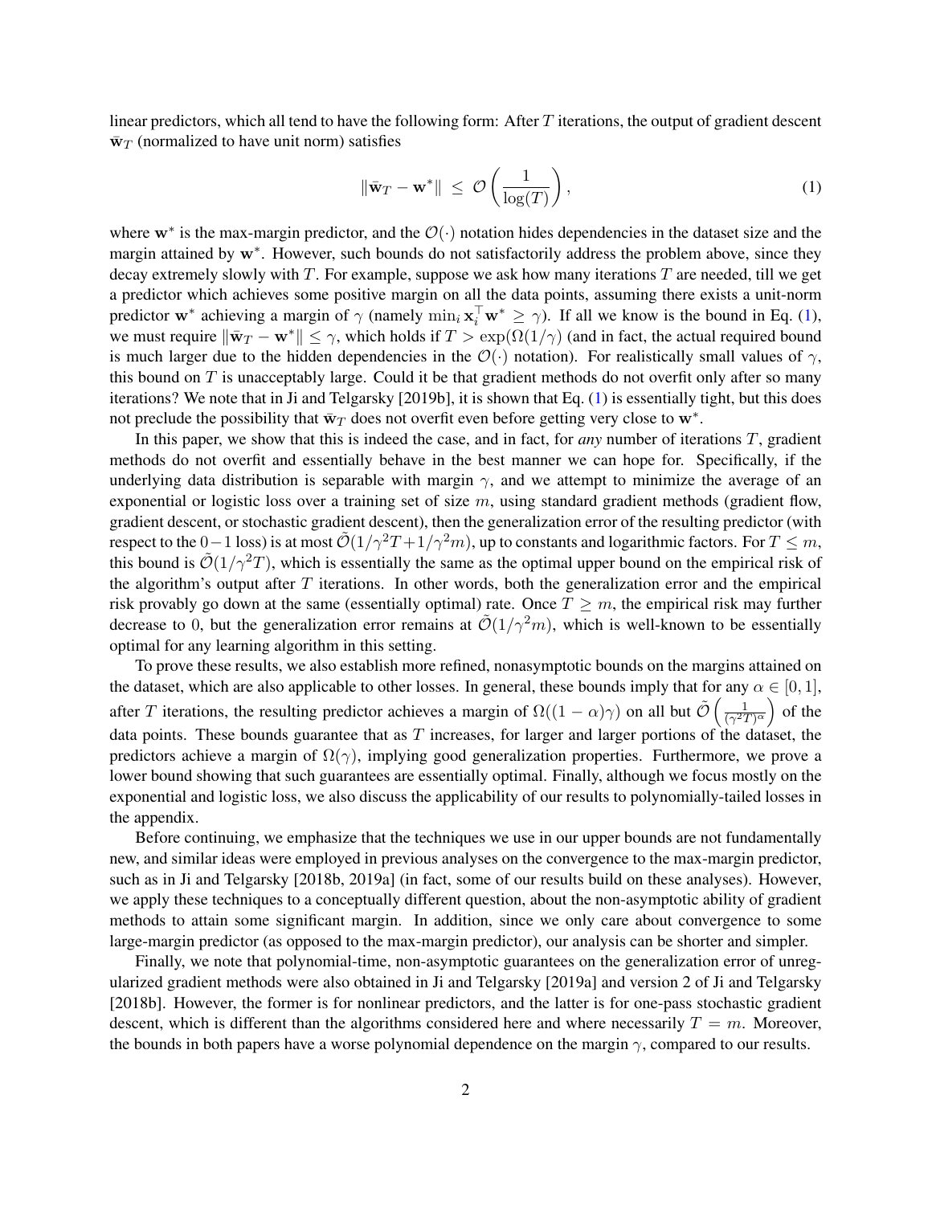linear predictors, which all tend to have the following form: After $T$ iterations, the output of gradient descent $\bar{\mathbf{w}}_T$ (normalized to have unit norm) satisfies

$$
\|\bar{\mathbf{w}}_T - \mathbf{w}^*\| \leq \mathcal{O}\left(\frac{1}{\log(T)}\right), \tag{1}
$$

where $\mathbf{w}^*$ is the max-margin predictor, and the $\mathcal{O}(\cdot)$ notation hides dependencies in the dataset size and the margin attained by $\mathbf{w}^*$. However, such bounds do not satisfactorily address the problem above, since they decay extremely slowly with $T$. For example, suppose we ask how many iterations $T$ are needed, till we get a predictor which achieves some positive margin on all the data points, assuming there exists a unit-norm predictor $\mathbf{w}^*$ achieving a margin of $\gamma$ (namely $\min_i \mathbf{x}_i^\top \mathbf{w}^* \geq \gamma$). If all we know is the bound in Eq. (1), we must require $\|\bar{\mathbf{w}}_T - \mathbf{w}^*\| \leq \gamma$, which holds if $T > \exp(\Omega(1/\gamma)$ (and in fact, the actual required bound is much larger due to the hidden dependencies in the $\mathcal{O}(\cdot)$ notation). For realistically small values of $\gamma$, this bound on $T$ is unacceptably large. Could it be that gradient methods do not overfit only after so many iterations? We note that in Ji and Telgarsky [2019b], it is shown that Eq. (1) is essentially tight, but this does not preclude the possibility that $\bar{\mathbf{w}}_T$ does not overfit even before getting very close to $\mathbf{w}^*$.

In this paper, we show that this is indeed the case, and in fact, for *any* number of iterations $T$, gradient methods do not overfit and essentially behave in the best manner we can hope for. Specifically, if the underlying data distribution is separable with margin $\gamma$, and we attempt to minimize the average of an exponential or logistic loss over a training set of size $m$, using standard gradient methods (gradient flow, gradient descent, or stochastic gradient descent), then the generalization error of the resulting predictor (with respect to the $0-1$ loss) is at most $\tilde{\mathcal{O}}(1/\gamma^2 T + 1/\gamma^2 m)$, up to constants and logarithmic factors. For $T \leq m$, this bound is $\tilde{\mathcal{O}}(1/\gamma^2 T)$, which is essentially the same as the optimal upper bound on the empirical risk of the algorithm's output after $T$ iterations. In other words, both the generalization error and the empirical risk provably go down at the same (essentially optimal) rate. Once $T \geq m$, the empirical risk may further decrease to 0, but the generalization error remains at $\tilde{\mathcal{O}}(1/\gamma^2 m)$, which is well-known to be essentially optimal for any learning algorithm in this setting.

To prove these results, we also establish more refined, nonasymptotic bounds on the margins attained on the dataset, which are also applicable to other losses. In general, these bounds imply that for any $\alpha \in [0, 1]$, after $T$ iterations, the resulting predictor achieves a margin of $\Omega((1-\alpha)\gamma)$ on all but $\tilde{\mathcal{O}}\left(\frac{1}{(\gamma^2 T)^\alpha}\right)$ of the data points. These bounds guarantee that as $T$ increases, for larger and larger portions of the dataset, the predictors achieve a margin of $\Omega(\gamma)$, implying good generalization properties. Furthermore, we prove a lower bound showing that such guarantees are essentially optimal. Finally, although we focus mostly on the exponential and logistic loss, we also discuss the applicability of our results to polynomially-tailed losses in the appendix.

Before continuing, we emphasize that the techniques we use in our upper bounds are not fundamentally new, and similar ideas were employed in previous analyses on the convergence to the max-margin predictor, such as in Ji and Telgarsky [2018b, 2019a] (in fact, some of our results build on these analyses). However, we apply these techniques to a conceptually different question, about the non-asymptotic ability of gradient methods to attain some significant margin. In addition, since we only care about convergence to some large-margin predictor (as opposed to the max-margin predictor), our analysis can be shorter and simpler.

Finally, we note that polynomial-time, non-asymptotic guarantees on the generalization error of unregularized gradient methods were also obtained in Ji and Telgarsky [2019a] and version 2 of Ji and Telgarsky [2018b]. However, the former is for nonlinear predictors, and the latter is for one-pass stochastic gradient descent, which is different than the algorithms considered here and where necessarily $T = m$. Moreover, the bounds in both papers have a worse polynomial dependence on the margin $\gamma$, compared to our results.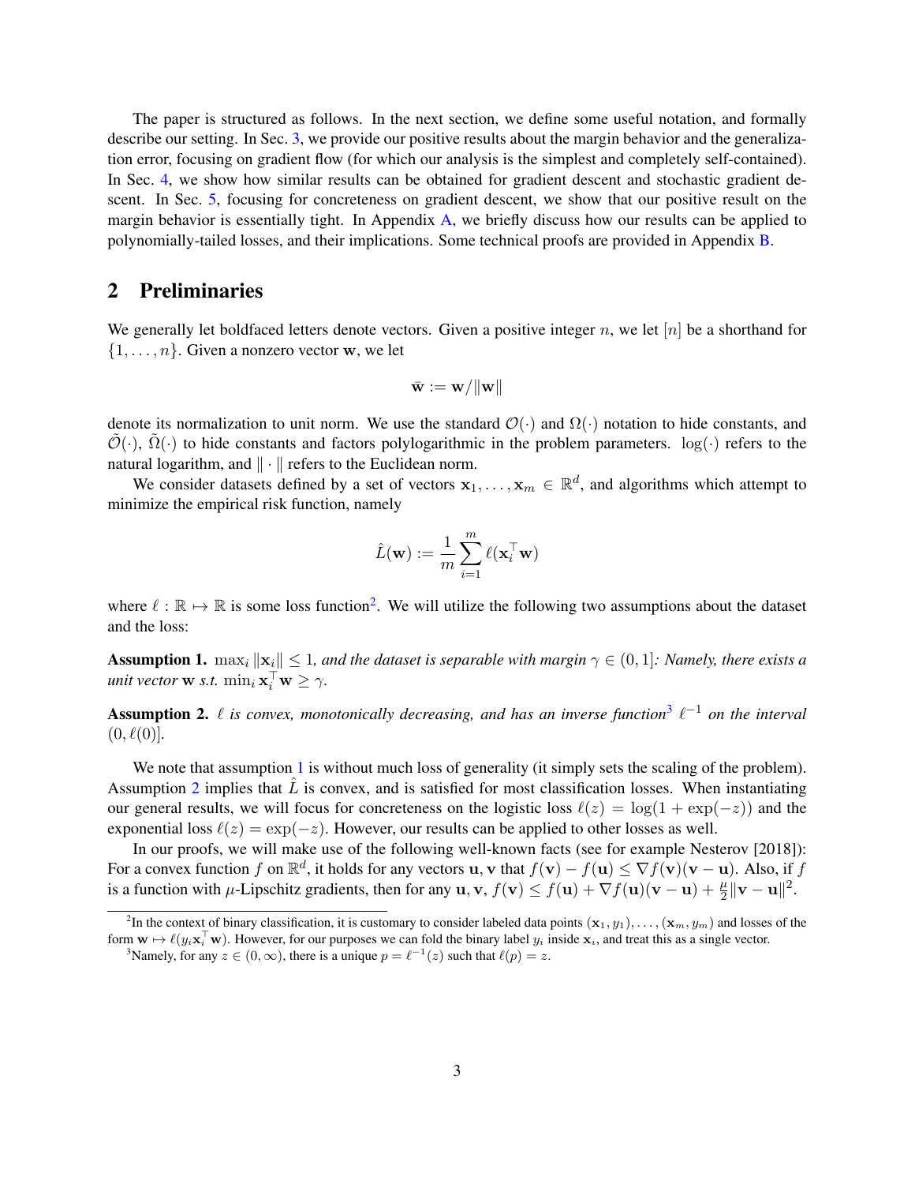The paper is structured as follows. In the next section, we define some useful notation, and formally describe our setting. In Sec. 3, we provide our positive results about the margin behavior and the generalization error, focusing on gradient flow (for which our analysis is the simplest and completely self-contained). In Sec. 4, we show how similar results can be obtained for gradient descent and stochastic gradient descent. In Sec. 5, focusing for concreteness on gradient descent, we show that our positive result on the margin behavior is essentially tight. In Appendix A, we briefly discuss how our results can be applied to polynomially-tailed losses, and their implications. Some technical proofs are provided in Appendix B.

## 2 Preliminaries

We generally let boldfaced letters denote vectors. Given a positive integer $n$, we let $[n]$ be a shorthand for $\{1, \ldots, n\}$. Given a nonzero vector $\mathbf{w}$, we let

$$\bar{\mathbf{w}} := \mathbf{w}/\|\mathbf{w}\|$$

denote its normalization to unit norm. We use the standard $\mathcal{O}(\cdot)$ and $\Omega(\cdot)$ notation to hide constants, and $\tilde{\mathcal{O}}(\cdot)$, $\tilde{\Omega}(\cdot)$ to hide constants and factors polylogarithmic in the problem parameters. $\log(\cdot)$ refers to the natural logarithm, and $\|\cdot\|$ refers to the Euclidean norm.

We consider datasets defined by a set of vectors $\mathbf{x}_1, \ldots, \mathbf{x}_m \in \mathbb{R}^d$, and algorithms which attempt to minimize the empirical risk function, namely

$$\hat{L}(\mathbf{w}) := \frac{1}{m}\sum_{i=1}^{m} \ell(\mathbf{x}_i^\top \mathbf{w})$$

where $\ell : \mathbb{R} \mapsto \mathbb{R}$ is some loss function[2]. We will utilize the following two assumptions about the dataset and the loss:

**Assumption 1.** $\max_i \|\mathbf{x}_i\| \leq 1$*, and the dataset is separable with margin* $\gamma \in (0, 1]$*: Namely, there exists a unit vector* $\mathbf{w}$ *s.t.* $\min_i \mathbf{x}_i^\top \mathbf{w} \geq \gamma$*.*

**Assumption 2.** $\ell$ *is convex, monotonically decreasing, and has an inverse function*[3] $\ell^{-1}$ *on the interval* $(0, \ell(0)]$*.*

We note that assumption 1 is without much loss of generality (it simply sets the scaling of the problem). Assumption 2 implies that $\hat{L}$ is convex, and is satisfied for most classification losses. When instantiating our general results, we will focus for concreteness on the logistic loss $\ell(z) = \log(1 + \exp(-z))$ and the exponential loss $\ell(z) = \exp(-z)$. However, our results can be applied to other losses as well.

In our proofs, we will make use of the following well-known facts (see for example Nesterov [2018]): For a convex function $f$ on $\mathbb{R}^d$, it holds for any vectors $\mathbf{u}, \mathbf{v}$ that $f(\mathbf{v}) - f(\mathbf{u}) \leq \nabla f(\mathbf{v})(\mathbf{v} - \mathbf{u})$. Also, if $f$ is a function with $\mu$-Lipschitz gradients, then for any $\mathbf{u}, \mathbf{v}$, $f(\mathbf{v}) \leq f(\mathbf{u}) + \nabla f(\mathbf{u})(\mathbf{v} - \mathbf{u}) + \frac{\mu}{2}\|\mathbf{v} - \mathbf{u}\|^2$.

[2] In the context of binary classification, it is customary to consider labeled data points $(\mathbf{x}_1, y_1), \ldots, (\mathbf{x}_m, y_m)$ and losses of the form $\mathbf{w} \mapsto \ell(y_i \mathbf{x}_i^\top \mathbf{w})$. However, for our purposes we can fold the binary label $y_i$ inside $\mathbf{x}_i$, and treat this as a single vector.

[3] Namely, for any $z \in (0, \infty)$, there is a unique $p = \ell^{-1}(z)$ such that $\ell(p) = z$.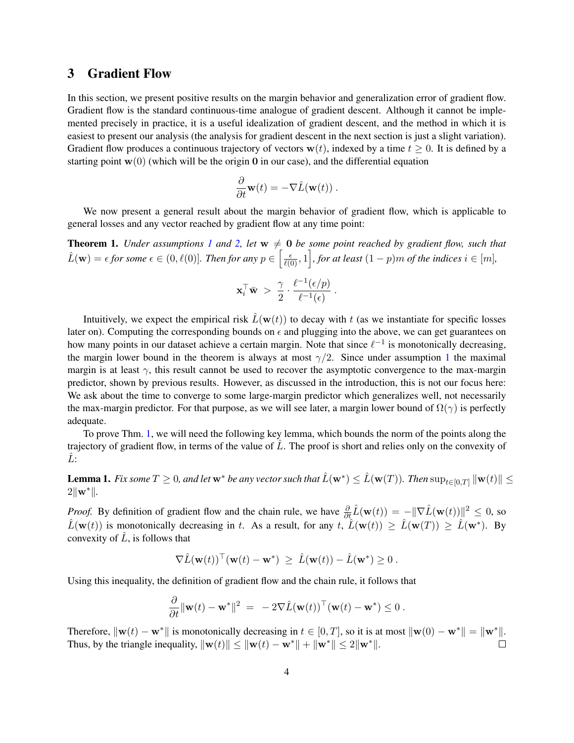## 3 Gradient Flow

In this section, we present positive results on the margin behavior and generalization error of gradient flow. Gradient flow is the standard continuous-time analogue of gradient descent. Although it cannot be implemented precisely in practice, it is a useful idealization of gradient descent, and the method in which it is easiest to present our analysis (the analysis for gradient descent in the next section is just a slight variation). Gradient flow produces a continuous trajectory of vectors $\mathbf{w}(t)$, indexed by a time $t \geq 0$. It is defined by a starting point $\mathbf{w}(0)$ (which will be the origin $\mathbf{0}$ in our case), and the differential equation

$$\frac{\partial}{\partial t}\mathbf{w}(t) = -\nabla \hat{L}(\mathbf{w}(t)) \,.$$

We now present a general result about the margin behavior of gradient flow, which is applicable to general losses and any vector reached by gradient flow at any time point:

**Theorem 1.** *Under assumptions 1 and 2, let $\mathbf{w} \neq \mathbf{0}$ be some point reached by gradient flow, such that $\hat{L}(\mathbf{w}) = \epsilon$ for some $\epsilon \in (0, \ell(0)]$. Then for any $p \in \left[\frac{\epsilon}{\ell(0)}, 1\right]$, for at least $(1-p)m$ of the indices $i \in [m]$,*

$$\mathbf{x}_i^\top \bar{\mathbf{w}} \;>\; \frac{\gamma}{2} \cdot \frac{\ell^{-1}(\epsilon/p)}{\ell^{-1}(\epsilon)} \,.$$

Intuitively, we expect the empirical risk $\hat{L}(\mathbf{w}(t))$ to decay with $t$ (as we instantiate for specific losses later on). Computing the corresponding bounds on $\epsilon$ and plugging into the above, we can get guarantees on how many points in our dataset achieve a certain margin. Note that since $\ell^{-1}$ is monotonically decreasing, the margin lower bound in the theorem is always at most $\gamma/2$. Since under assumption 1 the maximal margin is at least $\gamma$, this result cannot be used to recover the asymptotic convergence to the max-margin predictor, shown by previous results. However, as discussed in the introduction, this is not our focus here: We ask about the time to converge to some large-margin predictor which generalizes well, not necessarily the max-margin predictor. For that purpose, as we will see later, a margin lower bound of $\Omega(\gamma)$ is perfectly adequate.

To prove Thm. 1, we will need the following key lemma, which bounds the norm of the points along the trajectory of gradient flow, in terms of the value of $\hat{L}$. The proof is short and relies only on the convexity of $\hat{L}$:

**Lemma 1.** *Fix some $T \geq 0$, and let $\mathbf{w}^*$ be any vector such that $\hat{L}(\mathbf{w}^*) \leq \hat{L}(\mathbf{w}(T))$. Then $\sup_{t\in[0,T]} \|\mathbf{w}(t)\| \leq 2\|\mathbf{w}^*\|$.*

*Proof.* By definition of gradient flow and the chain rule, we have $\frac{\partial}{\partial t}\hat{L}(\mathbf{w}(t)) = -\|\nabla \hat{L}(\mathbf{w}(t))\|^2 \leq 0$, so $\hat{L}(\mathbf{w}(t))$ is monotonically decreasing in $t$. As a result, for any $t$, $\hat{L}(\mathbf{w}(t)) \geq \hat{L}(\mathbf{w}(T)) \geq \hat{L}(\mathbf{w}^*)$. By convexity of $\hat{L}$, is follows that

$$\nabla \hat{L}(\mathbf{w}(t))^\top(\mathbf{w}(t) - \mathbf{w}^*) \;\geq\; \hat{L}(\mathbf{w}(t)) - \hat{L}(\mathbf{w}^*) \geq 0 \,.$$

Using this inequality, the definition of gradient flow and the chain rule, it follows that

$$\frac{\partial}{\partial t}\|\mathbf{w}(t) - \mathbf{w}^*\|^2 \;=\; -2\nabla \hat{L}(\mathbf{w}(t))^\top(\mathbf{w}(t) - \mathbf{w}^*) \leq 0 \,.$$

Therefore, $\|\mathbf{w}(t) - \mathbf{w}^*\|$ is monotonically decreasing in $t \in [0, T]$, so it is at most $\|\mathbf{w}(0) - \mathbf{w}^*\| = \|\mathbf{w}^*\|$. Thus, by the triangle inequality, $\|\mathbf{w}(t)\| \leq \|\mathbf{w}(t) - \mathbf{w}^*\| + \|\mathbf{w}^*\| \leq 2\|\mathbf{w}^*\|$. $\square$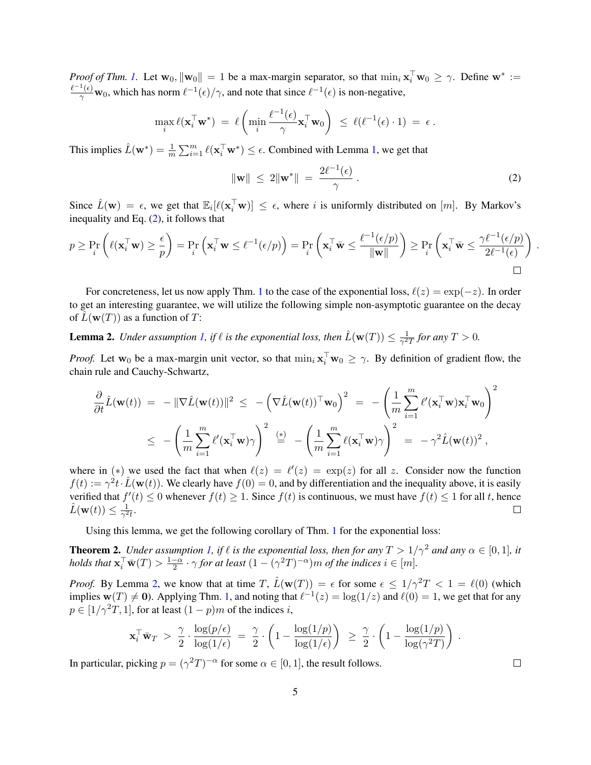*Proof of Thm. 1.* Let $\mathbf{w}_0, \|\mathbf{w}_0\| = 1$ be a max-margin separator, so that $\min_i \mathbf{x}_i^\top \mathbf{w}_0 \geq \gamma$. Define $\mathbf{w}^* := \frac{\ell^{-1}(\epsilon)}{\gamma}\mathbf{w}_0$, which has norm $\ell^{-1}(\epsilon)/\gamma$, and note that since $\ell^{-1}(\epsilon)$ is non-negative,

$$\max_i \ell(\mathbf{x}_i^\top \mathbf{w}^*) \;=\; \ell\left(\min_i \frac{\ell^{-1}(\epsilon)}{\gamma}\mathbf{x}_i^\top \mathbf{w}_0\right) \;\leq\; \ell(\ell^{-1}(\epsilon)\cdot 1) \;=\; \epsilon\,.$$

This implies $\hat{L}(\mathbf{w}^*) = \frac{1}{m}\sum_{i=1}^m \ell(\mathbf{x}_i^\top \mathbf{w}^*) \leq \epsilon$. Combined with Lemma 1, we get that

$$\|\mathbf{w}\| \;\leq\; 2\|\mathbf{w}^*\| \;=\; \frac{2\ell^{-1}(\epsilon)}{\gamma}\,. \tag{2}$$

Since $\hat{L}(\mathbf{w}) = \epsilon$, we get that $\mathbb{E}_i[\ell(\mathbf{x}_i^\top \mathbf{w})] \leq \epsilon$, where $i$ is uniformly distributed on $[m]$. By Markov's inequality and Eq. (2), it follows that

$$p \geq \Pr_i\left(\ell(\mathbf{x}_i^\top \mathbf{w}) \geq \frac{\epsilon}{p}\right) = \Pr_i\left(\mathbf{x}_i^\top \mathbf{w} \leq \ell^{-1}(\epsilon/p)\right) = \Pr_i\left(\mathbf{x}_i^\top \bar{\mathbf{w}} \leq \frac{\ell^{-1}(\epsilon/p)}{\|\mathbf{w}\|}\right) \geq \Pr_i\left(\mathbf{x}_i^\top \bar{\mathbf{w}} \leq \frac{\gamma\ell^{-1}(\epsilon/p)}{2\ell^{-1}(\epsilon)}\right)\,.$$

□

For concreteness, let us now apply Thm. 1 to the case of the exponential loss, $\ell(z) = \exp(-z)$. In order to get an interesting guarantee, we will utilize the following simple non-asymptotic guarantee on the decay of $\hat{L}(\mathbf{w}(T))$ as a function of $T$:

**Lemma 2.** *Under assumption 1, if $\ell$ is the exponential loss, then $\hat{L}(\mathbf{w}(T)) \leq \frac{1}{\gamma^2 T}$ for any $T > 0$.*

*Proof.* Let $\mathbf{w}_0$ be a max-margin unit vector, so that $\min_i \mathbf{x}_i^\top \mathbf{w}_0 \geq \gamma$. By definition of gradient flow, the chain rule and Cauchy-Schwartz,

$$\begin{aligned}
\frac{\partial}{\partial t}\hat{L}(\mathbf{w}(t)) \;&=\; -\|\nabla \hat{L}(\mathbf{w}(t))\|^2 \;\leq\; -\left(\nabla \hat{L}(\mathbf{w}(t))^\top \mathbf{w}_0\right)^2 \;=\; -\left(\frac{1}{m}\sum_{i=1}^m \ell'(\mathbf{x}_i^\top \mathbf{w})\mathbf{x}_i^\top \mathbf{w}_0\right)^2 \\
&\leq\; -\left(\frac{1}{m}\sum_{i=1}^m \ell'(\mathbf{x}_i^\top \mathbf{w})\gamma\right)^2 \;\stackrel{(*)}{=}\; -\left(\frac{1}{m}\sum_{i=1}^m \ell(\mathbf{x}_i^\top \mathbf{w})\gamma\right)^2 \;=\; -\gamma^2 \hat{L}(\mathbf{w}(t))^2\,,
\end{aligned}$$

where in $(*)$ we used the fact that when $\ell(z) = \ell'(z) = \exp(z)$ for all $z$. Consider now the function $f(t) := \gamma^2 t \cdot \hat{L}(\mathbf{w}(t))$. We clearly have $f(0) = 0$, and by differentiation and the inequality above, it is easily verified that $f'(t) \leq 0$ whenever $f(t) \geq 1$. Since $f(t)$ is continuous, we must have $f(t) \leq 1$ for all $t$, hence $\hat{L}(\mathbf{w}(t)) \leq \frac{1}{\gamma^2 t}$. □

Using this lemma, we get the following corollary of Thm. 1 for the exponential loss:

**Theorem 2.** *Under assumption 1, if $\ell$ is the exponential loss, then for any $T > 1/\gamma^2$ and any $\alpha \in [0,1]$, it holds that $\mathbf{x}_i^\top \bar{\mathbf{w}}(T) > \frac{1-\alpha}{2}\cdot\gamma$ for at least $(1-(\gamma^2 T)^{-\alpha})m$ of the indices $i \in [m]$.*

*Proof.* By Lemma 2, we know that at time $T$, $\hat{L}(\mathbf{w}(T)) = \epsilon$ for some $\epsilon \leq 1/\gamma^2 T < 1 = \ell(0)$ (which implies $\mathbf{w}(T) \neq \mathbf{0}$). Applying Thm. 1, and noting that $\ell^{-1}(z) = \log(1/z)$ and $\ell(0) = 1$, we get that for any $p \in [1/\gamma^2 T, 1]$, for at least $(1-p)m$ of the indices $i$,

$$\mathbf{x}_i^\top \bar{\mathbf{w}}_T \;>\; \frac{\gamma}{2}\cdot\frac{\log(p/\epsilon)}{\log(1/\epsilon)} \;=\; \frac{\gamma}{2}\cdot\left(1 - \frac{\log(1/p)}{\log(1/\epsilon)}\right) \;\geq\; \frac{\gamma}{2}\cdot\left(1 - \frac{\log(1/p)}{\log(\gamma^2 T)}\right)\,.$$

In particular, picking $p = (\gamma^2 T)^{-\alpha}$ for some $\alpha \in [0,1]$, the result follows. □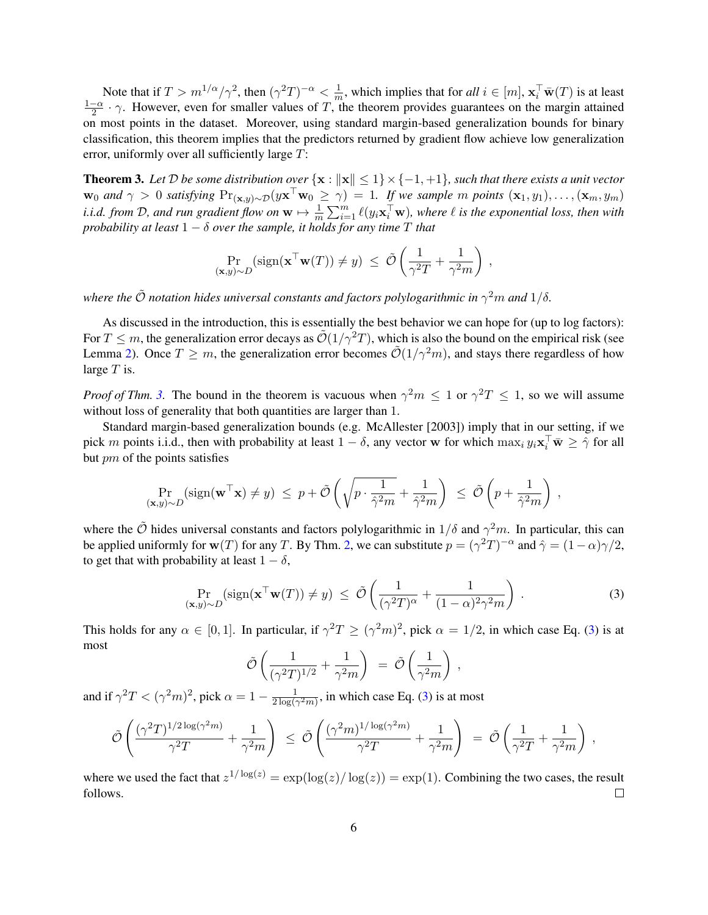Note that if $T > m^{1/\alpha}/\gamma^2$, then $(\gamma^2 T)^{-\alpha} < \frac{1}{m}$, which implies that for *all* $i \in [m]$, $\mathbf{x}_i^\top \bar{\mathbf{w}}(T)$ is at least $\frac{1-\alpha}{2} \cdot \gamma$. However, even for smaller values of $T$, the theorem provides guarantees on the margin attained on most points in the dataset. Moreover, using standard margin-based generalization bounds for binary classification, this theorem implies that the predictors returned by gradient flow achieve low generalization error, uniformly over all sufficiently large $T$:

**Theorem 3.** *Let $\mathcal{D}$ be some distribution over $\{\mathbf{x} : \|\mathbf{x}\| \leq 1\} \times \{-1, +1\}$, such that there exists a unit vector $\mathbf{w}_0$ and $\gamma > 0$ satisfying $\Pr_{(\mathbf{x},y)\sim\mathcal{D}}(y\mathbf{x}^\top \mathbf{w}_0 \geq \gamma) = 1$. If we sample $m$ points $(\mathbf{x}_1, y_1), \ldots, (\mathbf{x}_m, y_m)$ i.i.d. from $\mathcal{D}$, and run gradient flow on $\mathbf{w} \mapsto \frac{1}{m}\sum_{i=1}^m \ell(y_i \mathbf{x}_i^\top \mathbf{w})$, where $\ell$ is the exponential loss, then with probability at least $1 - \delta$ over the sample, it holds for any time $T$ that*

$$
\Pr_{(\mathbf{x},y)\sim D}(\text{sign}(\mathbf{x}^\top \mathbf{w}(T)) \neq y) \leq \tilde{\mathcal{O}}\left(\frac{1}{\gamma^2 T} + \frac{1}{\gamma^2 m}\right),
$$

*where the $\tilde{\mathcal{O}}$ notation hides universal constants and factors polylogarithmic in $\gamma^2 m$ and $1/\delta$.*

As discussed in the introduction, this is essentially the best behavior we can hope for (up to log factors): For $T \leq m$, the generalization error decays as $\tilde{\mathcal{O}}(1/\gamma^2 T)$, which is also the bound on the empirical risk (see Lemma 2). Once $T \geq m$, the generalization error becomes $\tilde{\mathcal{O}}(1/\gamma^2 m)$, and stays there regardless of how large $T$ is.

*Proof of Thm. 3.* The bound in the theorem is vacuous when $\gamma^2 m \leq 1$ or $\gamma^2 T \leq 1$, so we will assume without loss of generality that both quantities are larger than 1.

Standard margin-based generalization bounds (e.g. McAllester [2003]) imply that in our setting, if we pick $m$ points i.i.d., then with probability at least $1 - \delta$, any vector $\mathbf{w}$ for which $\max_i y_i \mathbf{x}_i^\top \bar{\mathbf{w}} \geq \hat{\gamma}$ for all but $pm$ of the points satisfies

$$
\Pr_{(\mathbf{x},y)\sim D}(\text{sign}(\mathbf{w}^\top \mathbf{x}) \neq y) \leq p + \tilde{\mathcal{O}}\left(\sqrt{p \cdot \frac{1}{\hat{\gamma}^2 m}} + \frac{1}{\hat{\gamma}^2 m}\right) \leq \tilde{\mathcal{O}}\left(p + \frac{1}{\hat{\gamma}^2 m}\right),
$$

where the $\tilde{\mathcal{O}}$ hides universal constants and factors polylogarithmic in $1/\delta$ and $\gamma^2 m$. In particular, this can be applied uniformly for $\mathbf{w}(T)$ for any $T$. By Thm. 2, we can substitute $p = (\gamma^2 T)^{-\alpha}$ and $\hat{\gamma} = (1-\alpha)\gamma/2$, to get that with probability at least $1 - \delta$,

$$
\Pr_{(\mathbf{x},y)\sim D}(\text{sign}(\mathbf{x}^\top \mathbf{w}(T)) \neq y) \leq \tilde{\mathcal{O}}\left(\frac{1}{(\gamma^2 T)^\alpha} + \frac{1}{(1-\alpha)^2 \gamma^2 m}\right). \tag{3}
$$

This holds for any $\alpha \in [0, 1]$. In particular, if $\gamma^2 T \geq (\gamma^2 m)^2$, pick $\alpha = 1/2$, in which case Eq. (3) is at most

$$
\tilde{\mathcal{O}}\left(\frac{1}{(\gamma^2 T)^{1/2}} + \frac{1}{\gamma^2 m}\right) = \tilde{\mathcal{O}}\left(\frac{1}{\gamma^2 m}\right),
$$

and if $\gamma^2 T < (\gamma^2 m)^2$, pick $\alpha = 1 - \frac{1}{2\log(\gamma^2 m)}$, in which case Eq. (3) is at most

$$
\tilde{\mathcal{O}}\left(\frac{(\gamma^2 T)^{1/2\log(\gamma^2 m)}}{\gamma^2 T} + \frac{1}{\gamma^2 m}\right) \leq \tilde{\mathcal{O}}\left(\frac{(\gamma^2 m)^{1/\log(\gamma^2 m)}}{\gamma^2 T} + \frac{1}{\gamma^2 m}\right) = \tilde{\mathcal{O}}\left(\frac{1}{\gamma^2 T} + \frac{1}{\gamma^2 m}\right),
$$

where we used the fact that $z^{1/\log(z)} = \exp(\log(z)/\log(z)) = \exp(1)$. Combining the two cases, the result follows. $\square$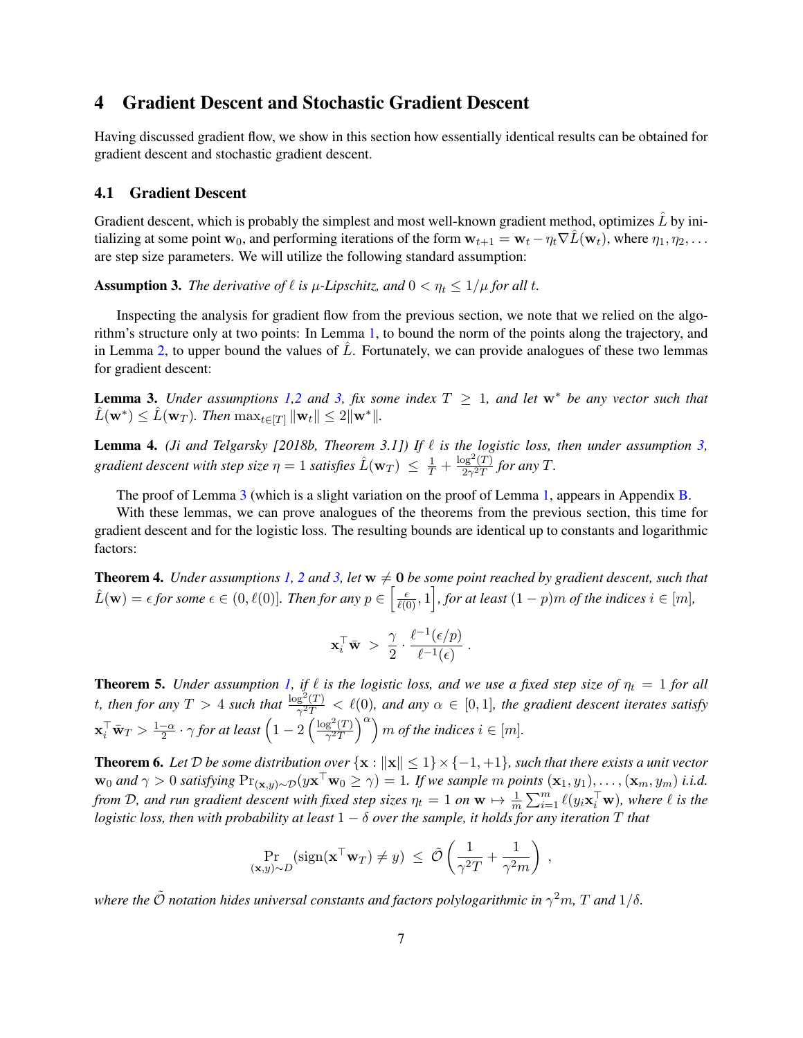## 4 Gradient Descent and Stochastic Gradient Descent

Having discussed gradient flow, we show in this section how essentially identical results can be obtained for gradient descent and stochastic gradient descent.

### 4.1 Gradient Descent

Gradient descent, which is probably the simplest and most well-known gradient method, optimizes $\hat{L}$ by initializing at some point $\mathbf{w}_0$, and performing iterations of the form $\mathbf{w}_{t+1} = \mathbf{w}_t - \eta_t \nabla \hat{L}(\mathbf{w}_t)$, where $\eta_1, \eta_2, \ldots$ are step size parameters. We will utilize the following standard assumption:

**Assumption 3.** *The derivative of $\ell$ is $\mu$-Lipschitz, and $0 < \eta_t \leq 1/\mu$ for all $t$.*

Inspecting the analysis for gradient flow from the previous section, we note that we relied on the algorithm's structure only at two points: In Lemma 1, to bound the norm of the points along the trajectory, and in Lemma 2, to upper bound the values of $\hat{L}$. Fortunately, we can provide analogues of these two lemmas for gradient descent:

**Lemma 3.** *Under assumptions 1,2 and 3, fix some index $T \geq 1$, and let $\mathbf{w}^*$ be any vector such that $\hat{L}(\mathbf{w}^*) \leq \hat{L}(\mathbf{w}_T)$. Then $\max_{t \in [T]} \|\mathbf{w}_t\| \leq 2\|\mathbf{w}^*\|$.*

**Lemma 4.** *(Ji and Telgarsky [2018b, Theorem 3.1]) If $\ell$ is the logistic loss, then under assumption 3, gradient descent with step size $\eta = 1$ satisfies $\hat{L}(\mathbf{w}_T) \leq \frac{1}{T} + \frac{\log^2(T)}{2\gamma^2 T}$ for any $T$.*

The proof of Lemma 3 (which is a slight variation on the proof of Lemma 1, appears in Appendix B.

With these lemmas, we can prove analogues of the theorems from the previous section, this time for gradient descent and for the logistic loss. The resulting bounds are identical up to constants and logarithmic factors:

**Theorem 4.** *Under assumptions 1, 2 and 3, let $\mathbf{w} \neq \mathbf{0}$ be some point reached by gradient descent, such that $\hat{L}(\mathbf{w}) = \epsilon$ for some $\epsilon \in (0, \ell(0)]$. Then for any $p \in \left[\frac{\epsilon}{\ell(0)}, 1\right]$, for at least $(1-p)m$ of the indices $i \in [m]$,*

$$\mathbf{x}_i^\top \bar{\mathbf{w}} \;>\; \frac{\gamma}{2} \cdot \frac{\ell^{-1}(\epsilon/p)}{\ell^{-1}(\epsilon)}\,.$$

**Theorem 5.** *Under assumption 1, if $\ell$ is the logistic loss, and we use a fixed step size of $\eta_t = 1$ for all $t$, then for any $T > 4$ such that $\frac{\log^2(T)}{\gamma^2 T} < \ell(0)$, and any $\alpha \in [0,1]$, the gradient descent iterates satisfy $\mathbf{x}_i^\top \bar{\mathbf{w}}_T > \frac{1-\alpha}{2} \cdot \gamma$ for at least $\left(1 - 2\left(\frac{\log^2(T)}{\gamma^2 T}\right)^\alpha\right) m$ of the indices $i \in [m]$.*

**Theorem 6.** *Let $\mathcal{D}$ be some distribution over $\{\mathbf{x} : \|\mathbf{x}\| \leq 1\} \times \{-1, +1\}$, such that there exists a unit vector $\mathbf{w}_0$ and $\gamma > 0$ satisfying $\Pr_{(\mathbf{x},y)\sim\mathcal{D}}(y\mathbf{x}^\top \mathbf{w}_0 \geq \gamma) = 1$. If we sample $m$ points $(\mathbf{x}_1, y_1), \ldots, (\mathbf{x}_m, y_m)$ i.i.d. from $\mathcal{D}$, and run gradient descent with fixed step sizes $\eta_t = 1$ on $\mathbf{w} \mapsto \frac{1}{m}\sum_{i=1}^m \ell(y_i \mathbf{x}_i^\top \mathbf{w})$, where $\ell$ is the logistic loss, then with probability at least $1 - \delta$ over the sample, it holds for any iteration $T$ that*

$$\Pr_{(\mathbf{x},y)\sim D}(\text{sign}(\mathbf{x}^\top \mathbf{w}_T) \neq y) \;\leq\; \tilde{\mathcal{O}}\left(\frac{1}{\gamma^2 T} + \frac{1}{\gamma^2 m}\right)\,,$$

*where the $\tilde{\mathcal{O}}$ notation hides universal constants and factors polylogarithmic in $\gamma^2 m$, $T$ and $1/\delta$.*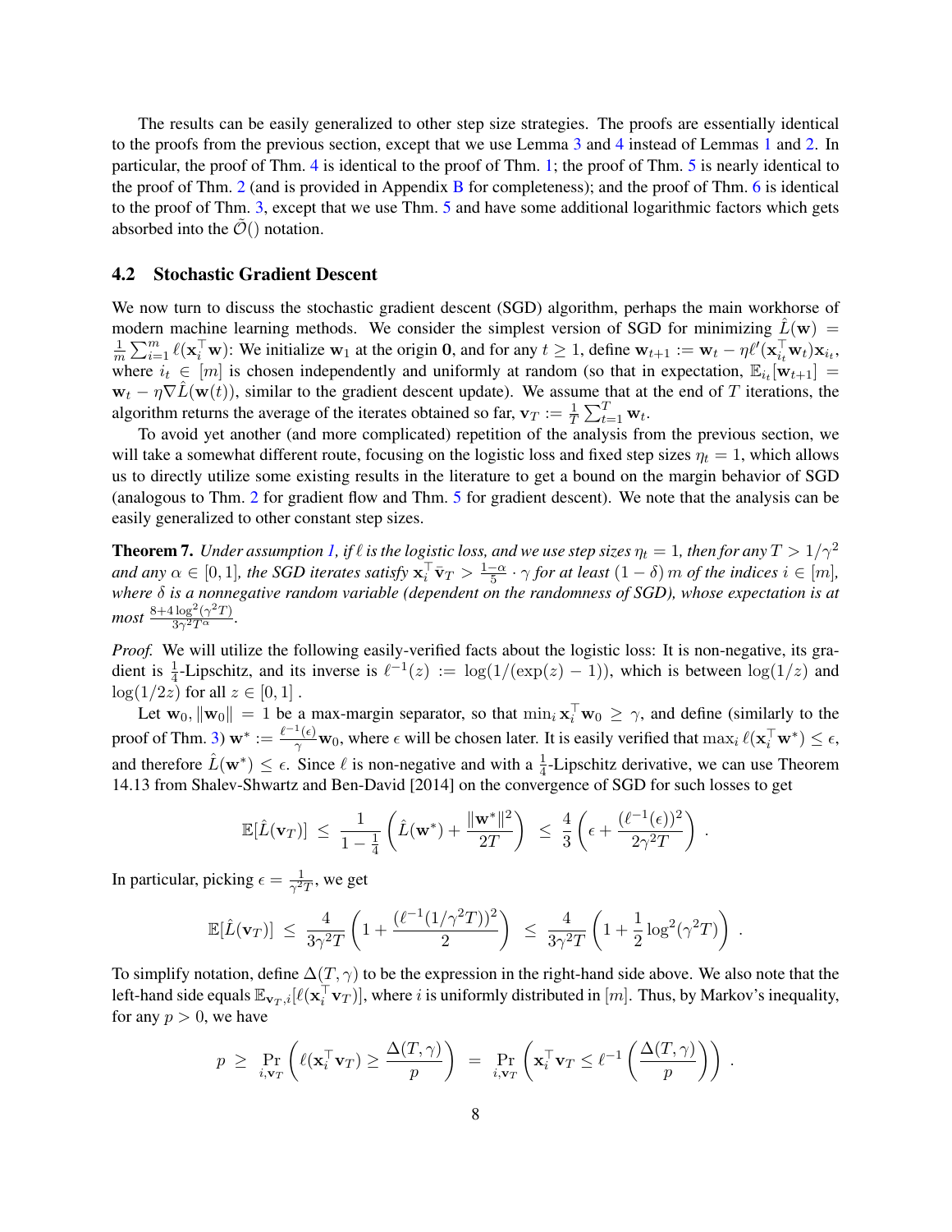The results can be easily generalized to other step size strategies. The proofs are essentially identical to the proofs from the previous section, except that we use Lemma 3 and 4 instead of Lemmas 1 and 2. In particular, the proof of Thm. 4 is identical to the proof of Thm. 1; the proof of Thm. 5 is nearly identical to the proof of Thm. 2 (and is provided in Appendix B for completeness); and the proof of Thm. 6 is identical to the proof of Thm. 3, except that we use Thm. 5 and have some additional logarithmic factors which gets absorbed into the $\tilde{\mathcal{O}}()$ notation.

## 4.2 Stochastic Gradient Descent

We now turn to discuss the stochastic gradient descent (SGD) algorithm, perhaps the main workhorse of modern machine learning methods. We consider the simplest version of SGD for minimizing $\hat{L}(\mathbf{w}) = \frac{1}{m}\sum_{i=1}^{m} \ell(\mathbf{x}_i^\top \mathbf{w})$: We initialize $\mathbf{w}_1$ at the origin $\mathbf{0}$, and for any $t \geq 1$, define $\mathbf{w}_{t+1} := \mathbf{w}_t - \eta \ell'(\mathbf{x}_{i_t}^\top \mathbf{w}_t)\mathbf{x}_{i_t}$, where $i_t \in [m]$ is chosen independently and uniformly at random (so that in expectation, $\mathbb{E}_{i_t}[\mathbf{w}_{t+1}] = \mathbf{w}_t - \eta \nabla \hat{L}(\mathbf{w}(t))$, similar to the gradient descent update). We assume that at the end of $T$ iterations, the algorithm returns the average of the iterates obtained so far, $\mathbf{v}_T := \frac{1}{T}\sum_{t=1}^{T} \mathbf{w}_t$.

To avoid yet another (and more complicated) repetition of the analysis from the previous section, we will take a somewhat different route, focusing on the logistic loss and fixed step sizes $\eta_t = 1$, which allows us to directly utilize some existing results in the literature to get a bound on the margin behavior of SGD (analogous to Thm. 2 for gradient flow and Thm. 5 for gradient descent). We note that the analysis can be easily generalized to other constant step sizes.

**Theorem 7.** *Under assumption 1, if $\ell$ is the logistic loss, and we use step sizes $\eta_t = 1$, then for any $T > 1/\gamma^2$ and any $\alpha \in [0, 1]$, the SGD iterates satisfy $\mathbf{x}_i^\top \bar{\mathbf{v}}_T > \frac{1-\alpha}{5} \cdot \gamma$ for at least $(1 - \delta)\, m$ of the indices $i \in [m]$, where $\delta$ is a nonnegative random variable (dependent on the randomness of SGD), whose expectation is at most $\frac{8+4\log^2(\gamma^2 T)}{3\gamma^2 T^\alpha}$.*

*Proof.* We will utilize the following easily-verified facts about the logistic loss: It is non-negative, its gradient is $\frac{1}{4}$-Lipschitz, and its inverse is $\ell^{-1}(z) := \log(1/(\exp(z) - 1))$, which is between $\log(1/z)$ and $\log(1/2z)$ for all $z \in [0, 1]$ .

Let $\mathbf{w}_0, \|\mathbf{w}_0\| = 1$ be a max-margin separator, so that $\min_i \mathbf{x}_i^\top \mathbf{w}_0 \geq \gamma$, and define (similarly to the proof of Thm. 3) $\mathbf{w}^* := \frac{\ell^{-1}(\epsilon)}{\gamma}\mathbf{w}_0$, where $\epsilon$ will be chosen later. It is easily verified that $\max_i \ell(\mathbf{x}_i^\top \mathbf{w}^*) \leq \epsilon$, and therefore $\hat{L}(\mathbf{w}^*) \leq \epsilon$. Since $\ell$ is non-negative and with a $\frac{1}{4}$-Lipschitz derivative, we can use Theorem 14.13 from Shalev-Shwartz and Ben-David [2014] on the convergence of SGD for such losses to get

$$\mathbb{E}[\hat{L}(\mathbf{v}_T)] \;\leq\; \frac{1}{1-\frac{1}{4}}\left(\hat{L}(\mathbf{w}^*) + \frac{\|\mathbf{w}^*\|^2}{2T}\right) \;\leq\; \frac{4}{3}\left(\epsilon + \frac{(\ell^{-1}(\epsilon))^2}{2\gamma^2 T}\right) .$$

In particular, picking $\epsilon = \frac{1}{\gamma^2 T}$, we get

$$\mathbb{E}[\hat{L}(\mathbf{v}_T)] \;\leq\; \frac{4}{3\gamma^2 T}\left(1 + \frac{(\ell^{-1}(1/\gamma^2 T))^2}{2}\right) \;\leq\; \frac{4}{3\gamma^2 T}\left(1 + \frac{1}{2}\log^2(\gamma^2 T)\right) .$$

To simplify notation, define $\Delta(T, \gamma)$ to be the expression in the right-hand side above. We also note that the left-hand side equals $\mathbb{E}_{\mathbf{v}_T, i}[\ell(\mathbf{x}_i^\top \mathbf{v}_T)]$, where $i$ is uniformly distributed in $[m]$. Thus, by Markov's inequality, for any $p > 0$, we have

$$p \;\geq\; \Pr_{i,\mathbf{v}_T}\left(\ell(\mathbf{x}_i^\top \mathbf{v}_T) \geq \frac{\Delta(T,\gamma)}{p}\right) \;=\; \Pr_{i,\mathbf{v}_T}\left(\mathbf{x}_i^\top \mathbf{v}_T \leq \ell^{-1}\left(\frac{\Delta(T,\gamma)}{p}\right)\right) .$$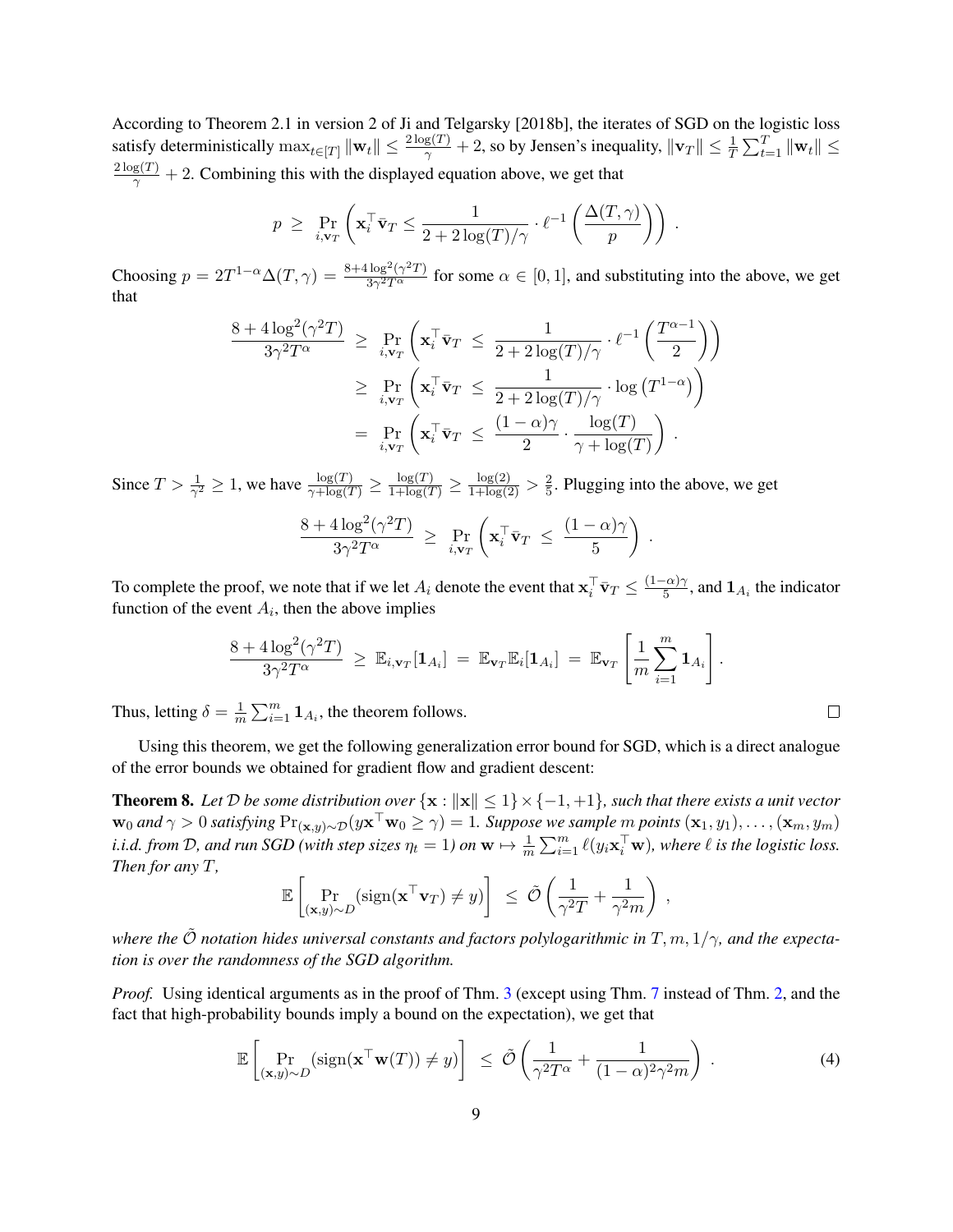According to Theorem 2.1 in version 2 of Ji and Telgarsky [2018b], the iterates of SGD on the logistic loss satisfy deterministically $\max_{t\in[T]} \|\mathbf{w}_t\| \le \frac{2\log(T)}{\gamma} + 2$, so by Jensen's inequality, $\|\mathbf{v}_T\| \le \frac{1}{T}\sum_{t=1}^{T} \|\mathbf{w}_t\| \le \frac{2\log(T)}{\gamma} + 2$. Combining this with the displayed equation above, we get that

$$p \;\ge\; \Pr_{i,\mathbf{v}_T}\left(\mathbf{x}_i^\top \bar{\mathbf{v}}_T \le \frac{1}{2 + 2\log(T)/\gamma} \cdot \ell^{-1}\left(\frac{\Delta(T,\gamma)}{p}\right)\right) .$$

Choosing $p = 2T^{1-\alpha}\Delta(T,\gamma) = \frac{8+4\log^2(\gamma^2 T)}{3\gamma^2 T^\alpha}$ for some $\alpha \in [0,1]$, and substituting into the above, we get that

$$\begin{aligned}
\frac{8+4\log^2(\gamma^2 T)}{3\gamma^2 T^\alpha} \;&\ge\; \Pr_{i,\mathbf{v}_T}\left(\mathbf{x}_i^\top \bar{\mathbf{v}}_T \;\le\; \frac{1}{2 + 2\log(T)/\gamma} \cdot \ell^{-1}\left(\frac{T^{\alpha-1}}{2}\right)\right) \\
&\ge\; \Pr_{i,\mathbf{v}_T}\left(\mathbf{x}_i^\top \bar{\mathbf{v}}_T \;\le\; \frac{1}{2 + 2\log(T)/\gamma} \cdot \log\left(T^{1-\alpha}\right)\right) \\
&=\; \Pr_{i,\mathbf{v}_T}\left(\mathbf{x}_i^\top \bar{\mathbf{v}}_T \;\le\; \frac{(1-\alpha)\gamma}{2} \cdot \frac{\log(T)}{\gamma + \log(T)}\right) .
\end{aligned}$$

Since $T > \frac{1}{\gamma^2} \ge 1$, we have $\frac{\log(T)}{\gamma+\log(T)} \ge \frac{\log(T)}{1+\log(T)} \ge \frac{\log(2)}{1+\log(2)} > \frac{2}{5}$. Plugging into the above, we get

$$\frac{8+4\log^2(\gamma^2 T)}{3\gamma^2 T^\alpha} \;\ge\; \Pr_{i,\mathbf{v}_T}\left(\mathbf{x}_i^\top \bar{\mathbf{v}}_T \;\le\; \frac{(1-\alpha)\gamma}{5}\right) .$$

To complete the proof, we note that if we let $A_i$ denote the event that $\mathbf{x}_i^\top \bar{\mathbf{v}}_T \le \frac{(1-\alpha)\gamma}{5}$, and $\mathbf{1}_{A_i}$ the indicator function of the event $A_i$, then the above implies

$$\frac{8+4\log^2(\gamma^2 T)}{3\gamma^2 T^\alpha} \;\ge\; \mathbb{E}_{i,\mathbf{v}_T}[\mathbf{1}_{A_i}] \;=\; \mathbb{E}_{\mathbf{v}_T}\mathbb{E}_i[\mathbf{1}_{A_i}] \;=\; \mathbb{E}_{\mathbf{v}_T}\left[\frac{1}{m}\sum_{i=1}^{m} \mathbf{1}_{A_i}\right] .$$

Thus, letting $\delta = \frac{1}{m}\sum_{i=1}^{m} \mathbf{1}_{A_i}$, the theorem follows. ◻

Using this theorem, we get the following generalization error bound for SGD, which is a direct analogue of the error bounds we obtained for gradient flow and gradient descent:

**Theorem 8.** *Let $\mathcal{D}$ be some distribution over $\{\mathbf{x} : \|\mathbf{x}\| \le 1\} \times \{-1,+1\}$, such that there exists a unit vector $\mathbf{w}_0$ and $\gamma > 0$ satisfying $\Pr_{(\mathbf{x},y)\sim\mathcal{D}}(y\mathbf{x}^\top \mathbf{w}_0 \ge \gamma) = 1$. Suppose we sample $m$ points $(\mathbf{x}_1,y_1),\ldots,(\mathbf{x}_m,y_m)$ i.i.d. from $\mathcal{D}$, and run SGD (with step sizes $\eta_t = 1$) on $\mathbf{w} \mapsto \frac{1}{m}\sum_{i=1}^{m} \ell(y_i \mathbf{x}_i^\top \mathbf{w})$, where $\ell$ is the logistic loss. Then for any $T$,*

$$\mathbb{E}\left[\Pr_{(\mathbf{x},y)\sim D}(\text{sign}(\mathbf{x}^\top \mathbf{v}_T) \ne y)\right] \;\le\; \tilde{\mathcal{O}}\left(\frac{1}{\gamma^2 T} + \frac{1}{\gamma^2 m}\right) ,$$

*where the $\tilde{\mathcal{O}}$ notation hides universal constants and factors polylogarithmic in $T, m, 1/\gamma$, and the expectation is over the randomness of the SGD algorithm.*

*Proof.* Using identical arguments as in the proof of Thm. 3 (except using Thm. 7 instead of Thm. 2, and the fact that high-probability bounds imply a bound on the expectation), we get that

$$\mathbb{E}\left[\Pr_{(\mathbf{x},y)\sim D}(\text{sign}(\mathbf{x}^\top \mathbf{w}(T)) \ne y)\right] \;\le\; \tilde{\mathcal{O}}\left(\frac{1}{\gamma^2 T^\alpha} + \frac{1}{(1-\alpha)^2\gamma^2 m}\right) . \tag{4}$$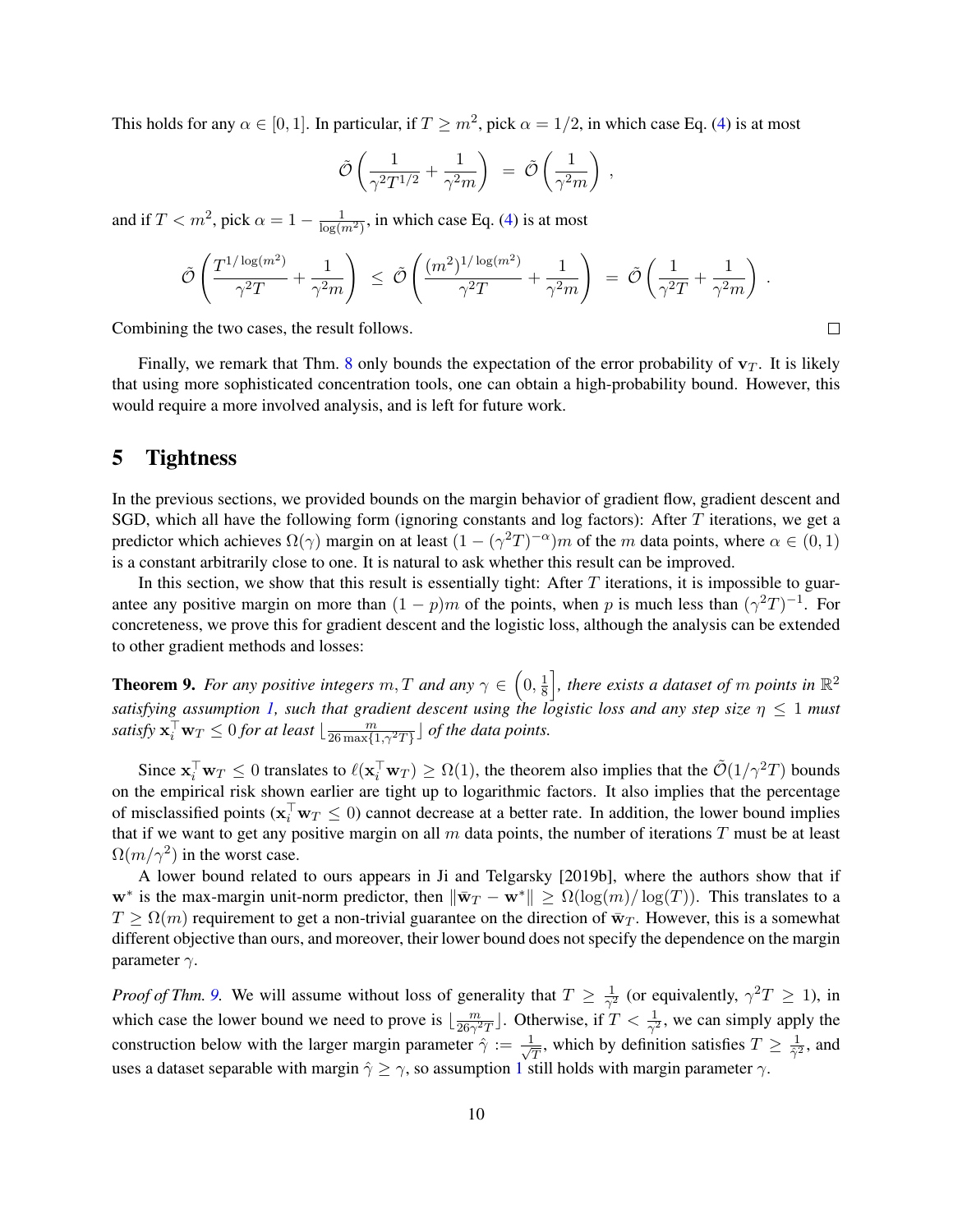This holds for any $\alpha \in [0,1]$. In particular, if $T \geq m^2$, pick $\alpha = 1/2$, in which case Eq. (4) is at most

$$\tilde{\mathcal{O}}\left(\frac{1}{\gamma^2 T^{1/2}} + \frac{1}{\gamma^2 m}\right) = \tilde{\mathcal{O}}\left(\frac{1}{\gamma^2 m}\right),$$

and if $T < m^2$, pick $\alpha = 1 - \frac{1}{\log(m^2)}$, in which case Eq. (4) is at most

$$\tilde{\mathcal{O}}\left(\frac{T^{1/\log(m^2)}}{\gamma^2 T} + \frac{1}{\gamma^2 m}\right) \leq \tilde{\mathcal{O}}\left(\frac{(m^2)^{1/\log(m^2)}}{\gamma^2 T} + \frac{1}{\gamma^2 m}\right) = \tilde{\mathcal{O}}\left(\frac{1}{\gamma^2 T} + \frac{1}{\gamma^2 m}\right).$$

Combining the two cases, the result follows. □

Finally, we remark that Thm. 8 only bounds the expectation of the error probability of $\mathbf{v}_T$. It is likely that using more sophisticated concentration tools, one can obtain a high-probability bound. However, this would require a more involved analysis, and is left for future work.

## 5 Tightness

In the previous sections, we provided bounds on the margin behavior of gradient flow, gradient descent and SGD, which all have the following form (ignoring constants and log factors): After $T$ iterations, we get a predictor which achieves $\Omega(\gamma)$ margin on at least $(1 - (\gamma^2 T)^{-\alpha})m$ of the $m$ data points, where $\alpha \in (0,1)$ is a constant arbitrarily close to one. It is natural to ask whether this result can be improved.

In this section, we show that this result is essentially tight: After $T$ iterations, it is impossible to guarantee any positive margin on more than $(1-p)m$ of the points, when $p$ is much less than $(\gamma^2 T)^{-1}$. For concreteness, we prove this for gradient descent and the logistic loss, although the analysis can be extended to other gradient methods and losses:

**Theorem 9.** *For any positive integers $m, T$ and any $\gamma \in \left(0, \frac{1}{8}\right]$, there exists a dataset of $m$ points in $\mathbb{R}^2$ satisfying assumption 1, such that gradient descent using the logistic loss and any step size $\eta \leq 1$ must satisfy $\mathbf{x}_i^\top \mathbf{w}_T \leq 0$ for at least $\lfloor \frac{m}{26\max\{1,\gamma^2 T\}} \rfloor$ of the data points.*

Since $\mathbf{x}_i^\top \mathbf{w}_T \leq 0$ translates to $\ell(\mathbf{x}_i^\top \mathbf{w}_T) \geq \Omega(1)$, the theorem also implies that the $\tilde{\mathcal{O}}(1/\gamma^2 T)$ bounds on the empirical risk shown earlier are tight up to logarithmic factors. It also implies that the percentage of misclassified points ($\mathbf{x}_i^\top \mathbf{w}_T \leq 0$) cannot decrease at a better rate. In addition, the lower bound implies that if we want to get any positive margin on all $m$ data points, the number of iterations $T$ must be at least $\Omega(m/\gamma^2)$ in the worst case.

A lower bound related to ours appears in Ji and Telgarsky [2019b], where the authors show that if $\mathbf{w}^*$ is the max-margin unit-norm predictor, then $\|\bar{\mathbf{w}}_T - \mathbf{w}^*\| \geq \Omega(\log(m)/\log(T))$. This translates to a $T \geq \Omega(m)$ requirement to get a non-trivial guarantee on the direction of $\bar{\mathbf{w}}_T$. However, this is a somewhat different objective than ours, and moreover, their lower bound does not specify the dependence on the margin parameter $\gamma$.

*Proof of Thm. 9.* We will assume without loss of generality that $T \geq \frac{1}{\gamma^2}$ (or equivalently, $\gamma^2 T \geq 1$), in which case the lower bound we need to prove is $\lfloor \frac{m}{26\gamma^2 T} \rfloor$. Otherwise, if $T < \frac{1}{\gamma^2}$, we can simply apply the construction below with the larger margin parameter $\hat{\gamma} := \frac{1}{\sqrt{T}}$, which by definition satisfies $T \geq \frac{1}{\hat{\gamma}^2}$, and uses a dataset separable with margin $\hat{\gamma} \geq \gamma$, so assumption 1 still holds with margin parameter $\gamma$.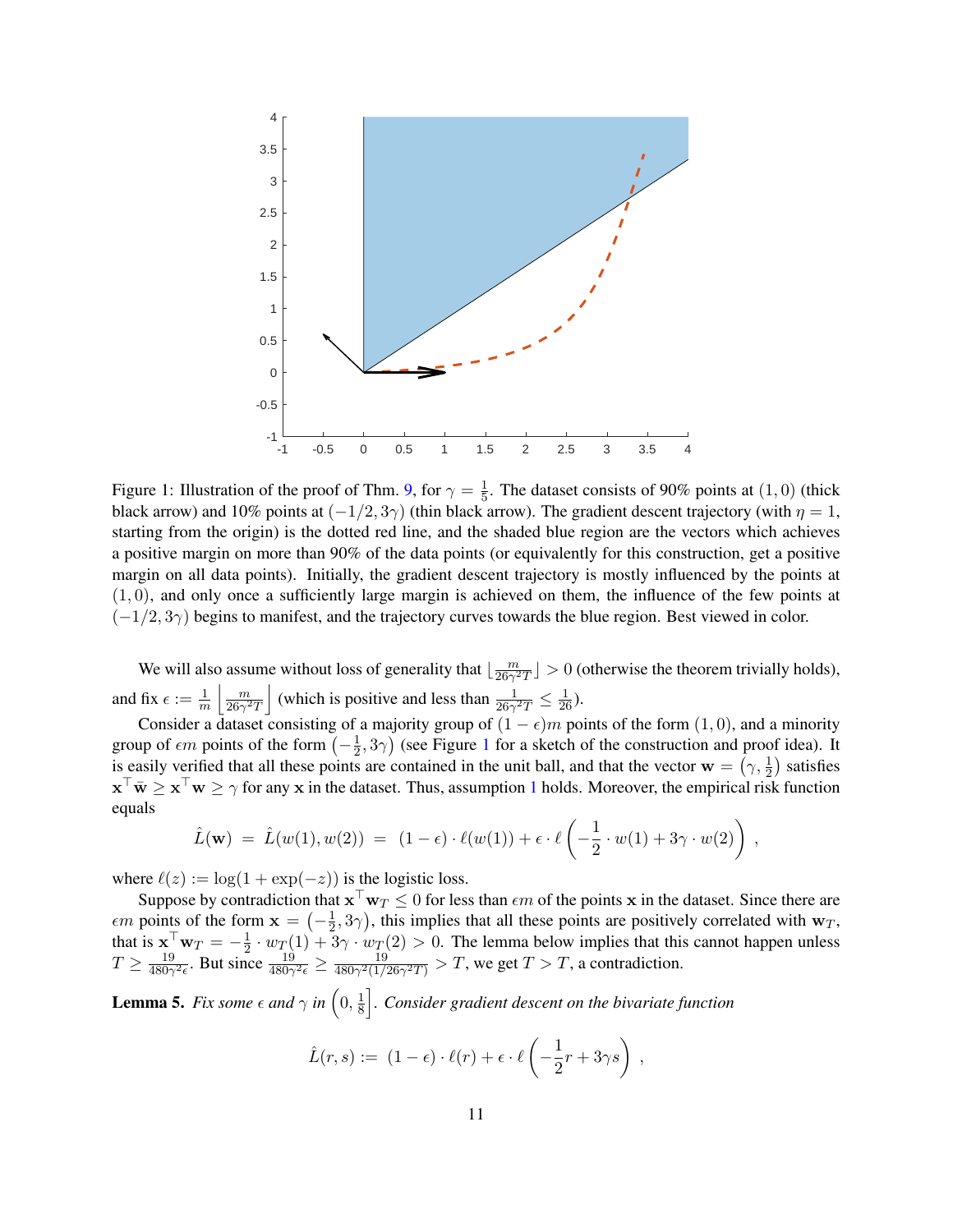Figure 1: Illustration of the proof of Thm. 9, for $\gamma = \frac{1}{5}$. The dataset consists of 90% points at $(1,0)$ (thick black arrow) and 10% points at $(-1/2, 3\gamma)$ (thin black arrow). The gradient descent trajectory (with $\eta = 1$, starting from the origin) is the dotted red line, and the shaded blue region are the vectors which achieves a positive margin on more than 90% of the data points (or equivalently for this construction, get a positive margin on all data points). Initially, the gradient descent trajectory is mostly influenced by the points at $(1,0)$, and only once a sufficiently large margin is achieved on them, the influence of the few points at $(-1/2, 3\gamma)$ begins to manifest, and the trajectory curves towards the blue region. Best viewed in color.

We will also assume without loss of generality that $\lfloor \frac{m}{26\gamma^2 T} \rfloor > 0$ (otherwise the theorem trivially holds), and fix $\epsilon := \frac{1}{m} \left\lfloor \frac{m}{26\gamma^2 T} \right\rfloor$ (which is positive and less than $\frac{1}{26\gamma^2 T} \leq \frac{1}{26}$).

Consider a dataset consisting of a majority group of $(1-\epsilon)m$ points of the form $(1,0)$, and a minority group of $\epsilon m$ points of the form $\left(-\frac{1}{2}, 3\gamma\right)$ (see Figure 1 for a sketch of the construction and proof idea). It is easily verified that all these points are contained in the unit ball, and that the vector $\mathbf{w} = \left(\gamma, \frac{1}{2}\right)$ satisfies $\mathbf{x}^\top \bar{\mathbf{w}} \geq \mathbf{x}^\top \mathbf{w} \geq \gamma$ for any $\mathbf{x}$ in the dataset. Thus, assumption 1 holds. Moreover, the empirical risk function equals

$$\hat{L}(\mathbf{w}) = \hat{L}(w(1), w(2)) = (1-\epsilon) \cdot \ell(w(1)) + \epsilon \cdot \ell\left(-\frac{1}{2} \cdot w(1) + 3\gamma \cdot w(2)\right) ,$$

where $\ell(z) := \log(1 + \exp(-z))$ is the logistic loss.

Suppose by contradiction that $\mathbf{x}^\top \mathbf{w}_T \leq 0$ for less than $\epsilon m$ of the points $\mathbf{x}$ in the dataset. Since there are $\epsilon m$ points of the form $\mathbf{x} = \left(-\frac{1}{2}, 3\gamma\right)$, this implies that all these points are positively correlated with $\mathbf{w}_T$, that is $\mathbf{x}^\top \mathbf{w}_T = -\frac{1}{2} \cdot w_T(1) + 3\gamma \cdot w_T(2) > 0$. The lemma below implies that this cannot happen unless $T \geq \frac{19}{480\gamma^2\epsilon}$. But since $\frac{19}{480\gamma^2\epsilon} \geq \frac{19}{480\gamma^2(1/26\gamma^2 T)} > T$, we get $T > T$, a contradiction.

**Lemma 5.** *Fix some $\epsilon$ and $\gamma$ in $\left(0, \frac{1}{8}\right]$. Consider gradient descent on the bivariate function*

$$\hat{L}(r,s) := (1-\epsilon) \cdot \ell(r) + \epsilon \cdot \ell\left(-\frac{1}{2}r + 3\gamma s\right) ,$$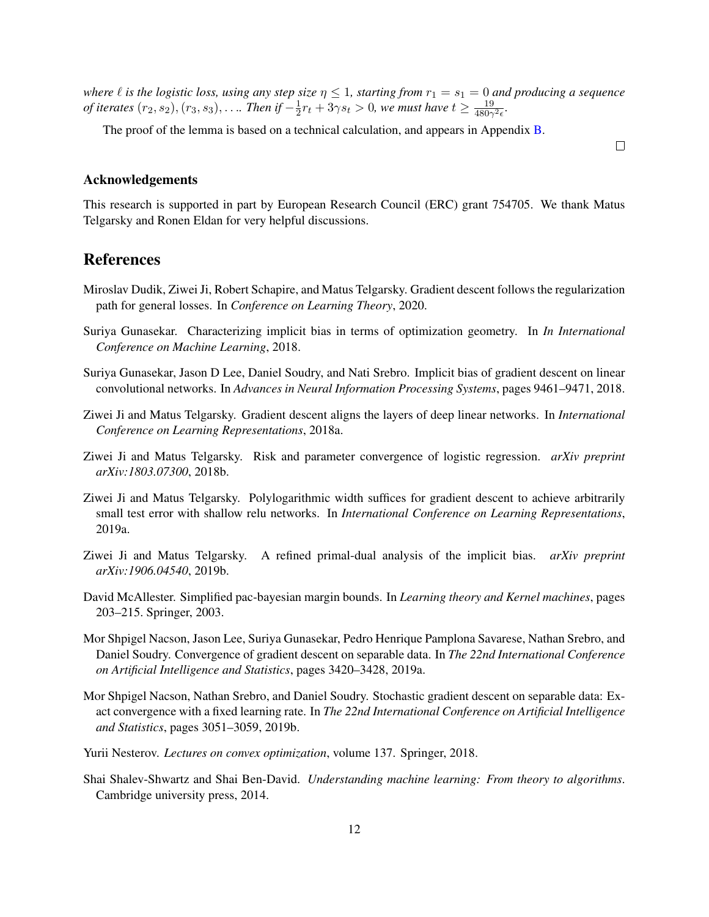*where $\ell$ is the logistic loss, using any step size $\eta \leq 1$, starting from $r_1 = s_1 = 0$ and producing a sequence of iterates $(r_2, s_2), (r_3, s_3), \ldots$. Then if $-\frac{1}{2}r_t + 3\gamma s_t > 0$, we must have $t \geq \frac{19}{480\gamma^2\epsilon}$.*

The proof of the lemma is based on a technical calculation, and appears in Appendix B.

□

### Acknowledgements

This research is supported in part by European Research Council (ERC) grant 754705. We thank Matus Telgarsky and Ronen Eldan for very helpful discussions.

## References

Miroslav Dudik, Ziwei Ji, Robert Schapire, and Matus Telgarsky. Gradient descent follows the regularization path for general losses. In *Conference on Learning Theory*, 2020.

Suriya Gunasekar. Characterizing implicit bias in terms of optimization geometry. In *In International Conference on Machine Learning*, 2018.

Suriya Gunasekar, Jason D Lee, Daniel Soudry, and Nati Srebro. Implicit bias of gradient descent on linear convolutional networks. In *Advances in Neural Information Processing Systems*, pages 9461–9471, 2018.

Ziwei Ji and Matus Telgarsky. Gradient descent aligns the layers of deep linear networks. In *International Conference on Learning Representations*, 2018a.

Ziwei Ji and Matus Telgarsky. Risk and parameter convergence of logistic regression. *arXiv preprint arXiv:1803.07300*, 2018b.

Ziwei Ji and Matus Telgarsky. Polylogarithmic width suffices for gradient descent to achieve arbitrarily small test error with shallow relu networks. In *International Conference on Learning Representations*, 2019a.

Ziwei Ji and Matus Telgarsky. A refined primal-dual analysis of the implicit bias. *arXiv preprint arXiv:1906.04540*, 2019b.

David McAllester. Simplified pac-bayesian margin bounds. In *Learning theory and Kernel machines*, pages 203–215. Springer, 2003.

Mor Shpigel Nacson, Jason Lee, Suriya Gunasekar, Pedro Henrique Pamplona Savarese, Nathan Srebro, and Daniel Soudry. Convergence of gradient descent on separable data. In *The 22nd International Conference on Artificial Intelligence and Statistics*, pages 3420–3428, 2019a.

Mor Shpigel Nacson, Nathan Srebro, and Daniel Soudry. Stochastic gradient descent on separable data: Exact convergence with a fixed learning rate. In *The 22nd International Conference on Artificial Intelligence and Statistics*, pages 3051–3059, 2019b.

Yurii Nesterov. *Lectures on convex optimization*, volume 137. Springer, 2018.

Shai Shalev-Shwartz and Shai Ben-David. *Understanding machine learning: From theory to algorithms*. Cambridge university press, 2014.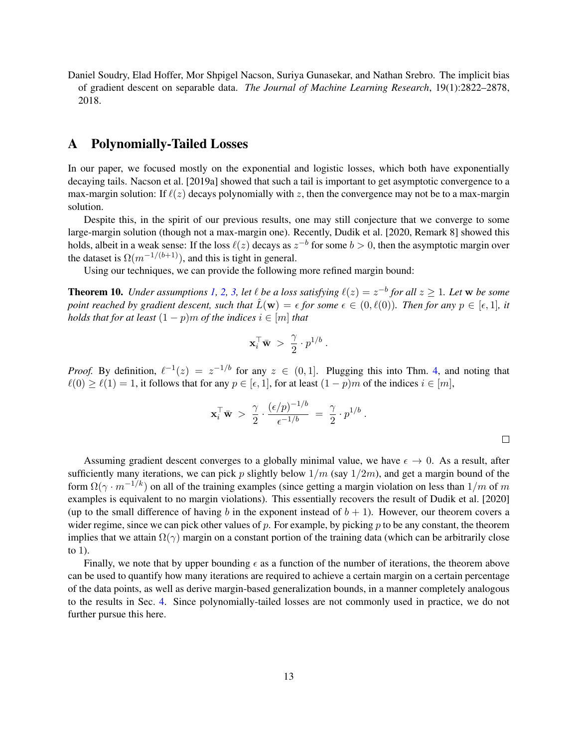Daniel Soudry, Elad Hoffer, Mor Shpigel Nacson, Suriya Gunasekar, and Nathan Srebro. The implicit bias of gradient descent on separable data. *The Journal of Machine Learning Research*, 19(1):2822–2878, 2018.

# A Polynomially-Tailed Losses

In our paper, we focused mostly on the exponential and logistic losses, which both have exponentially decaying tails. Nacson et al. [2019a] showed that such a tail is important to get asymptotic convergence to a max-margin solution: If $\ell(z)$ decays polynomially with $z$, then the convergence may not be to a max-margin solution.

Despite this, in the spirit of our previous results, one may still conjecture that we converge to some large-margin solution (though not a max-margin one). Recently, Dudik et al. [2020, Remark 8] showed this holds, albeit in a weak sense: If the loss $\ell(z)$ decays as $z^{-b}$ for some $b > 0$, then the asymptotic margin over the dataset is $\Omega(m^{-1/(b+1)})$, and this is tight in general.

Using our techniques, we can provide the following more refined margin bound:

**Theorem 10.** *Under assumptions 1, 2, 3, let $\ell$ be a loss satisfying $\ell(z) = z^{-b}$ for all $z \geq 1$. Let $\mathbf{w}$ be some point reached by gradient descent, such that $\hat{L}(\mathbf{w}) = \epsilon$ for some $\epsilon \in (0, \ell(0))$. Then for any $p \in [\epsilon, 1]$, it holds that for at least $(1-p)m$ of the indices $i \in [m]$ that*

$$\mathbf{x}_i^\top \bar{\mathbf{w}} \;>\; \frac{\gamma}{2} \cdot p^{1/b}\,.$$

*Proof.* By definition, $\ell^{-1}(z) = z^{-1/b}$ for any $z \in (0, 1]$. Plugging this into Thm. 4, and noting that $\ell(0) \geq \ell(1) = 1$, it follows that for any $p \in [\epsilon, 1]$, for at least $(1-p)m$ of the indices $i \in [m]$,

$$\mathbf{x}_i^\top \bar{\mathbf{w}} \;>\; \frac{\gamma}{2} \cdot \frac{(\epsilon/p)^{-1/b}}{\epsilon^{-1/b}} \;=\; \frac{\gamma}{2} \cdot p^{1/b}\,.$$

□

Assuming gradient descent converges to a globally minimal value, we have $\epsilon \to 0$. As a result, after sufficiently many iterations, we can pick $p$ slightly below $1/m$ (say $1/2m$), and get a margin bound of the form $\Omega(\gamma \cdot m^{-1/k})$ on all of the training examples (since getting a margin violation on less than $1/m$ of $m$ examples is equivalent to no margin violations). This essentially recovers the result of Dudik et al. [2020] (up to the small difference of having $b$ in the exponent instead of $b+1$). However, our theorem covers a wider regime, since we can pick other values of $p$. For example, by picking $p$ to be any constant, the theorem implies that we attain $\Omega(\gamma)$ margin on a constant portion of the training data (which can be arbitrarily close to 1).

Finally, we note that by upper bounding $\epsilon$ as a function of the number of iterations, the theorem above can be used to quantify how many iterations are required to achieve a certain margin on a certain percentage of the data points, as well as derive margin-based generalization bounds, in a manner completely analogous to the results in Sec. 4. Since polynomially-tailed losses are not commonly used in practice, we do not further pursue this here.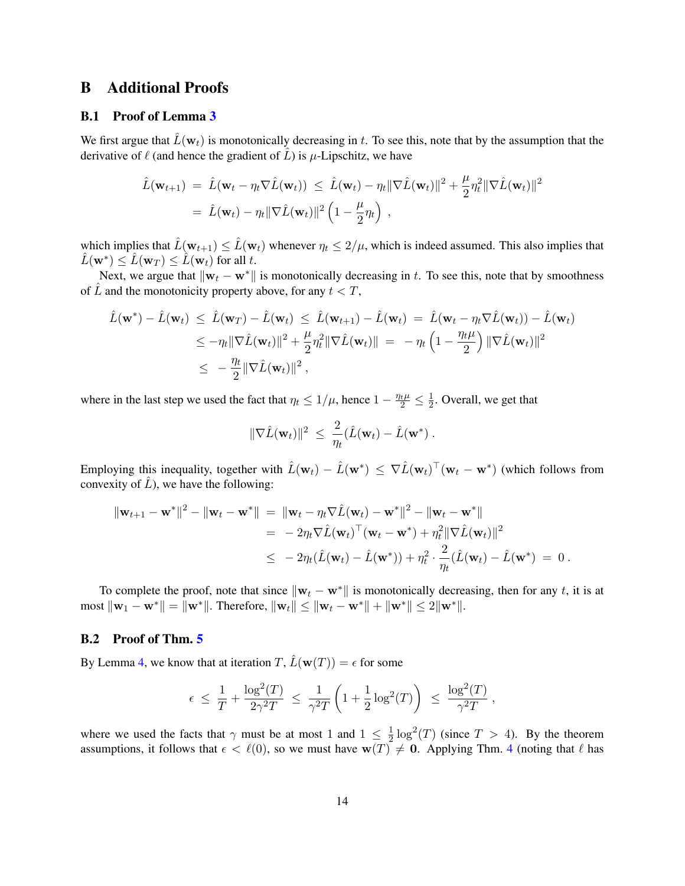# B Additional Proofs

## B.1 Proof of Lemma 3

We first argue that $\hat{L}(\mathbf{w}_t)$ is monotonically decreasing in $t$. To see this, note that by the assumption that the derivative of $\ell$ (and hence the gradient of $\hat{L}$) is $\mu$-Lipschitz, we have

$$
\begin{aligned}
\hat{L}(\mathbf{w}_{t+1}) \;&=\; \hat{L}(\mathbf{w}_t - \eta_t \nabla \hat{L}(\mathbf{w}_t)) \;\leq\; \hat{L}(\mathbf{w}_t) - \eta_t \|\nabla \hat{L}(\mathbf{w}_t)\|^2 + \frac{\mu}{2}\eta_t^2 \|\nabla \hat{L}(\mathbf{w}_t)\|^2 \\
&=\; \hat{L}(\mathbf{w}_t) - \eta_t \|\nabla \hat{L}(\mathbf{w}_t)\|^2 \left(1 - \frac{\mu}{2}\eta_t\right) ,
\end{aligned}
$$

which implies that $\hat{L}(\mathbf{w}_{t+1}) \leq \hat{L}(\mathbf{w}_t)$ whenever $\eta_t \leq 2/\mu$, which is indeed assumed. This also implies that $\hat{L}(\mathbf{w}^*) \leq \hat{L}(\mathbf{w}_T) \leq \hat{L}(\mathbf{w}_t)$ for all $t$.

Next, we argue that $\|\mathbf{w}_t - \mathbf{w}^*\|$ is monotonically decreasing in $t$. To see this, note that by smoothness of $\hat{L}$ and the monotonicity property above, for any $t < T$,

$$
\begin{aligned}
\hat{L}(\mathbf{w}^*) - \hat{L}(\mathbf{w}_t) \;&\leq\; \hat{L}(\mathbf{w}_T) - \hat{L}(\mathbf{w}_t) \;\leq\; \hat{L}(\mathbf{w}_{t+1}) - \hat{L}(\mathbf{w}_t) \;=\; \hat{L}(\mathbf{w}_t - \eta_t \nabla \hat{L}(\mathbf{w}_t)) - \hat{L}(\mathbf{w}_t) \\
&\leq -\eta_t \|\nabla \hat{L}(\mathbf{w}_t)\|^2 + \frac{\mu}{2}\eta_t^2 \|\nabla \hat{L}(\mathbf{w}_t)\| \;=\; -\eta_t \left(1 - \frac{\eta_t \mu}{2}\right) \|\nabla \hat{L}(\mathbf{w}_t)\|^2 \\
&\leq\; -\frac{\eta_t}{2}\|\nabla \hat{L}(\mathbf{w}_t)\|^2 ,
\end{aligned}
$$

where in the last step we used the fact that $\eta_t \leq 1/\mu$, hence $1 - \frac{\eta_t \mu}{2} \leq \frac{1}{2}$. Overall, we get that

$$
\|\nabla \hat{L}(\mathbf{w}_t)\|^2 \;\leq\; \frac{2}{\eta_t}(\hat{L}(\mathbf{w}_t) - \hat{L}(\mathbf{w}^*) .
$$

Employing this inequality, together with $\hat{L}(\mathbf{w}_t) - \hat{L}(\mathbf{w}^*) \leq \nabla \hat{L}(\mathbf{w}_t)^\top (\mathbf{w}_t - \mathbf{w}^*)$ (which follows from convexity of $\hat{L}$), we have the following:

$$
\begin{aligned}
\|\mathbf{w}_{t+1} - \mathbf{w}^*\|^2 - \|\mathbf{w}_t - \mathbf{w}^*\| \;&=\; \|\mathbf{w}_t - \eta_t \nabla \hat{L}(\mathbf{w}_t) - \mathbf{w}^*\|^2 - \|\mathbf{w}_t - \mathbf{w}^*\| \\
&=\; -2\eta_t \nabla \hat{L}(\mathbf{w}_t)^\top (\mathbf{w}_t - \mathbf{w}^*) + \eta_t^2 \|\nabla \hat{L}(\mathbf{w}_t)\|^2 \\
&\leq\; -2\eta_t (\hat{L}(\mathbf{w}_t) - \hat{L}(\mathbf{w}^*)) + \eta_t^2 \cdot \frac{2}{\eta_t}(\hat{L}(\mathbf{w}_t) - \hat{L}(\mathbf{w}^*) \;=\; 0 .
\end{aligned}
$$

To complete the proof, note that since $\|\mathbf{w}_t - \mathbf{w}^*\|$ is monotonically decreasing, then for any $t$, it is at most $\|\mathbf{w}_1 - \mathbf{w}^*\| = \|\mathbf{w}^*\|$. Therefore, $\|\mathbf{w}_t\| \leq \|\mathbf{w}_t - \mathbf{w}^*\| + \|\mathbf{w}^*\| \leq 2\|\mathbf{w}^*\|$.

## B.2 Proof of Thm. 5

By Lemma 4, we know that at iteration $T$, $\hat{L}(\mathbf{w}(T)) = \epsilon$ for some

$$
\epsilon \;\leq\; \frac{1}{T} + \frac{\log^2(T)}{2\gamma^2 T} \;\leq\; \frac{1}{\gamma^2 T}\left(1 + \frac{1}{2}\log^2(T)\right) \;\leq\; \frac{\log^2(T)}{\gamma^2 T} ,
$$

where we used the facts that $\gamma$ must be at most 1 and $1 \leq \frac{1}{2}\log^2(T)$ (since $T > 4$). By the theorem assumptions, it follows that $\epsilon < \ell(0)$, so we must have $\mathbf{w}(T) \neq \mathbf{0}$. Applying Thm. 4 (noting that $\ell$ has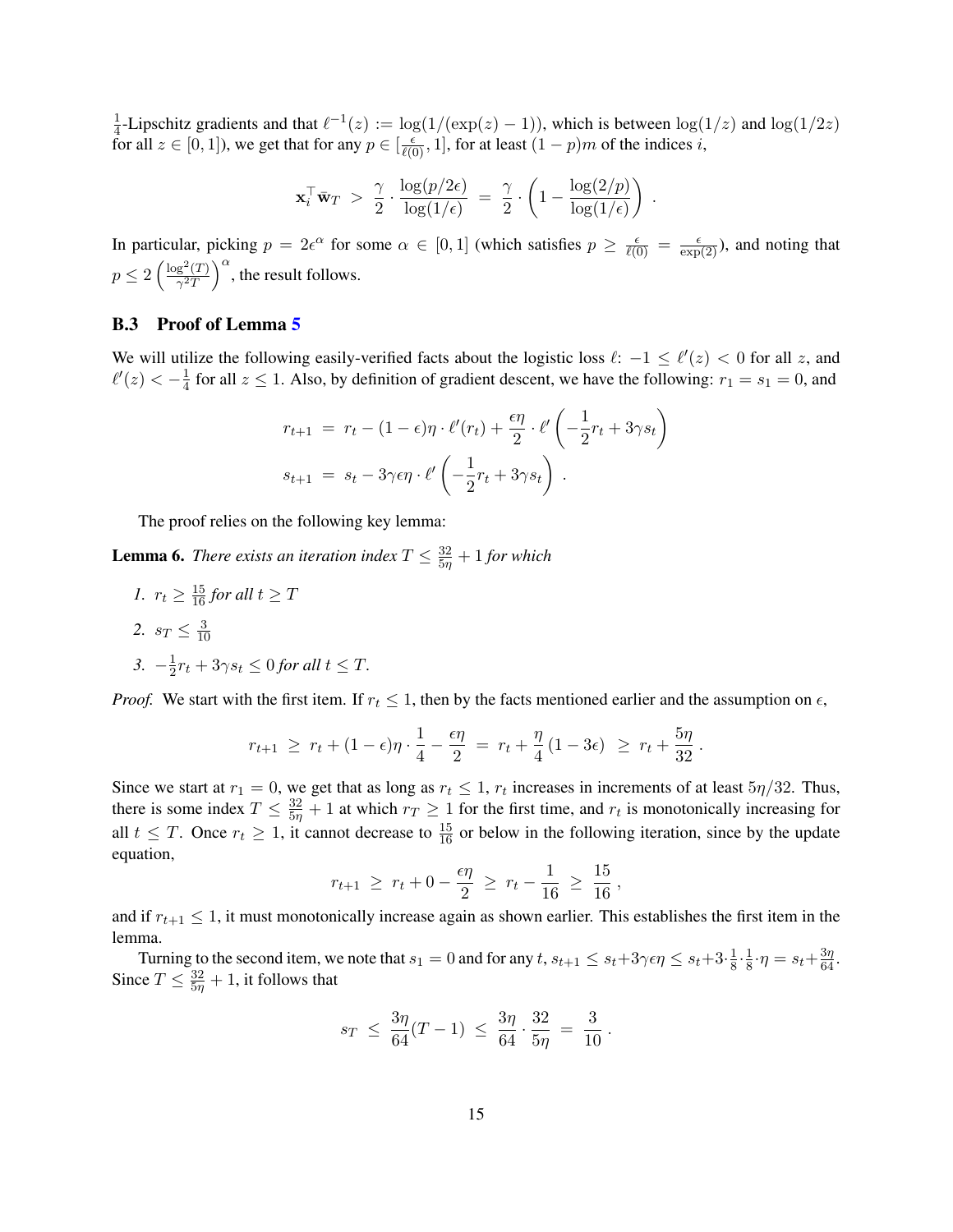$\frac{1}{4}$-Lipschitz gradients and that $\ell^{-1}(z) := \log(1/(\exp(z)-1))$, which is between $\log(1/z)$ and $\log(1/2z)$ for all $z \in [0,1]$), we get that for any $p \in [\frac{\epsilon}{\ell(0)}, 1]$, for at least $(1-p)m$ of the indices $i$,

$$\mathbf{x}_i^\top \bar{\mathbf{w}}_T \;>\; \frac{\gamma}{2} \cdot \frac{\log(p/2\epsilon)}{\log(1/\epsilon)} \;=\; \frac{\gamma}{2} \cdot \left(1 - \frac{\log(2/p)}{\log(1/\epsilon)}\right) \,.$$

In particular, picking $p = 2\epsilon^\alpha$ for some $\alpha \in [0,1]$ (which satisfies $p \geq \frac{\epsilon}{\ell(0)} = \frac{\epsilon}{\exp(2)}$), and noting that $p \leq 2\left(\frac{\log^2(T)}{\gamma^2 T}\right)^\alpha$, the result follows.

### B.3 Proof of Lemma 5

We will utilize the following easily-verified facts about the logistic loss $\ell$: $-1 \leq \ell'(z) < 0$ for all $z$, and $\ell'(z) < -\frac{1}{4}$ for all $z \leq 1$. Also, by definition of gradient descent, we have the following: $r_1 = s_1 = 0$, and

$$r_{t+1} \;=\; r_t - (1-\epsilon)\eta \cdot \ell'(r_t) + \frac{\epsilon\eta}{2} \cdot \ell'\left(-\frac{1}{2}r_t + 3\gamma s_t\right)$$
$$s_{t+1} \;=\; s_t - 3\gamma\epsilon\eta \cdot \ell'\left(-\frac{1}{2}r_t + 3\gamma s_t\right) \,.$$

The proof relies on the following key lemma:

**Lemma 6.** *There exists an iteration index $T \leq \frac{32}{5\eta} + 1$ for which*

1. *$r_t \geq \frac{15}{16}$ for all $t \geq T$*
2. *$s_T \leq \frac{3}{10}$*
3. *$-\frac{1}{2}r_t + 3\gamma s_t \leq 0$ for all $t \leq T$.*

*Proof.* We start with the first item. If $r_t \leq 1$, then by the facts mentioned earlier and the assumption on $\epsilon$,

$$r_{t+1} \;\geq\; r_t + (1-\epsilon)\eta \cdot \frac{1}{4} - \frac{\epsilon\eta}{2} \;=\; r_t + \frac{\eta}{4}(1-3\epsilon) \;\geq\; r_t + \frac{5\eta}{32} \,.$$

Since we start at $r_1 = 0$, we get that as long as $r_t \leq 1$, $r_t$ increases in increments of at least $5\eta/32$. Thus, there is some index $T \leq \frac{32}{5\eta} + 1$ at which $r_T \geq 1$ for the first time, and $r_t$ is monotonically increasing for all $t \leq T$. Once $r_t \geq 1$, it cannot decrease to $\frac{15}{16}$ or below in the following iteration, since by the update equation,

$$r_{t+1} \;\geq\; r_t + 0 - \frac{\epsilon\eta}{2} \;\geq\; r_t - \frac{1}{16} \;\geq\; \frac{15}{16} \,,$$

and if $r_{t+1} \leq 1$, it must monotonically increase again as shown earlier. This establishes the first item in the lemma.

Turning to the second item, we note that $s_1 = 0$ and for any $t$, $s_{t+1} \leq s_t + 3\gamma\epsilon\eta \leq s_t + 3 \cdot \frac{1}{8} \cdot \frac{1}{8} \cdot \eta = s_t + \frac{3\eta}{64}$. Since $T \leq \frac{32}{5\eta} + 1$, it follows that

$$s_T \;\leq\; \frac{3\eta}{64}(T-1) \;\leq\; \frac{3\eta}{64} \cdot \frac{32}{5\eta} \;=\; \frac{3}{10} \,.$$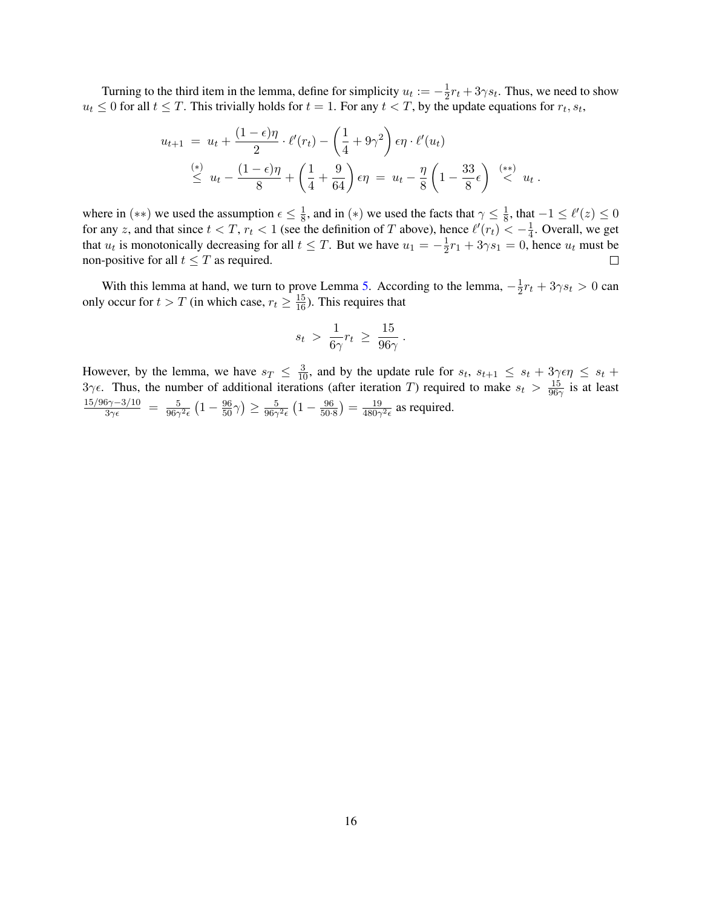Turning to the third item in the lemma, define for simplicity $u_t := -\frac{1}{2}r_t + 3\gamma s_t$. Thus, we need to show $u_t \leq 0$ for all $t \leq T$. This trivially holds for $t = 1$. For any $t < T$, by the update equations for $r_t, s_t$,

$$
\begin{aligned}
u_{t+1} \;&=\; u_t + \frac{(1-\epsilon)\eta}{2} \cdot \ell'(r_t) - \left(\frac{1}{4} + 9\gamma^2\right)\epsilon\eta \cdot \ell'(u_t) \\
&\overset{(*)}{\leq}\; u_t - \frac{(1-\epsilon)\eta}{8} + \left(\frac{1}{4} + \frac{9}{64}\right)\epsilon\eta \;=\; u_t - \frac{\eta}{8}\left(1 - \frac{33}{8}\epsilon\right) \;\overset{(**)}{<}\; u_t \;.
\end{aligned}
$$

where in $(**)$ we used the assumption $\epsilon \leq \frac{1}{8}$, and in $(*)$ we used the facts that $\gamma \leq \frac{1}{8}$, that $-1 \leq \ell'(z) \leq 0$ for any $z$, and that since $t < T$, $r_t < 1$ (see the definition of $T$ above), hence $\ell'(r_t) < -\frac{1}{4}$. Overall, we get that $u_t$ is monotonically decreasing for all $t \leq T$. But we have $u_1 = -\frac{1}{2}r_1 + 3\gamma s_1 = 0$, hence $u_t$ must be non-positive for all $t \leq T$ as required. □

With this lemma at hand, we turn to prove Lemma 5. According to the lemma, $-\frac{1}{2}r_t + 3\gamma s_t > 0$ can only occur for $t > T$ (in which case, $r_t \geq \frac{15}{16}$). This requires that

$$
s_t \;>\; \frac{1}{6\gamma} r_t \;\geq\; \frac{15}{96\gamma} \;.
$$

However, by the lemma, we have $s_T \leq \frac{3}{10}$, and by the update rule for $s_t$, $s_{t+1} \leq s_t + 3\gamma\epsilon\eta \leq s_t + 3\gamma\epsilon$. Thus, the number of additional iterations (after iteration $T$) required to make $s_t > \frac{15}{96\gamma}$ is at least $\frac{15/96\gamma - 3/10}{3\gamma\epsilon} \;=\; \frac{5}{96\gamma^2\epsilon}\left(1 - \frac{96}{50}\gamma\right) \geq \frac{5}{96\gamma^2\epsilon}\left(1 - \frac{96}{50 \cdot 8}\right) = \frac{19}{480\gamma^2\epsilon}$ as required.